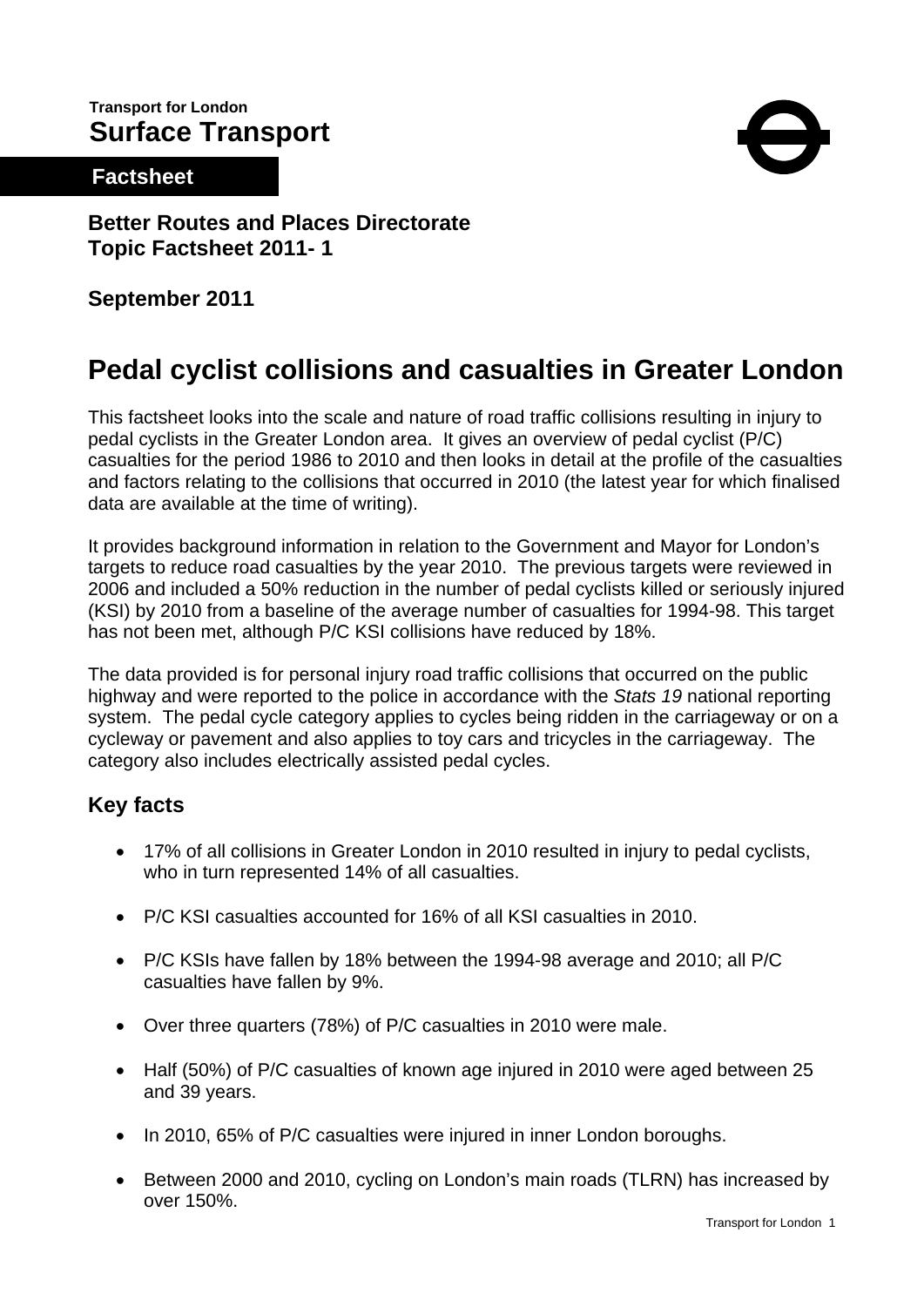**Transport for London**
**Surface Transport**

**Factsheet**

**Better Routes and Places Directorate**
**Topic Factsheet 2011- 1**

**September 2011**

# Pedal cyclist collisions and casualties in Greater London

This factsheet looks into the scale and nature of road traffic collisions resulting in injury to pedal cyclists in the Greater London area. It gives an overview of pedal cyclist (P/C) casualties for the period 1986 to 2010 and then looks in detail at the profile of the casualties and factors relating to the collisions that occurred in 2010 (the latest year for which finalised data are available at the time of writing).

It provides background information in relation to the Government and Mayor for London's targets to reduce road casualties by the year 2010. The previous targets were reviewed in 2006 and included a 50% reduction in the number of pedal cyclists killed or seriously injured (KSI) by 2010 from a baseline of the average number of casualties for 1994-98. This target has not been met, although P/C KSI collisions have reduced by 18%.

The data provided is for personal injury road traffic collisions that occurred on the public highway and were reported to the police in accordance with the *Stats 19* national reporting system. The pedal cycle category applies to cycles being ridden in the carriageway or on a cycleway or pavement and also applies to toy cars and tricycles in the carriageway. The category also includes electrically assisted pedal cycles.

## Key facts

- 17% of all collisions in Greater London in 2010 resulted in injury to pedal cyclists, who in turn represented 14% of all casualties.
- P/C KSI casualties accounted for 16% of all KSI casualties in 2010.
- P/C KSIs have fallen by 18% between the 1994-98 average and 2010; all P/C casualties have fallen by 9%.
- Over three quarters (78%) of P/C casualties in 2010 were male.
- Half (50%) of P/C casualties of known age injured in 2010 were aged between 25 and 39 years.
- In 2010, 65% of P/C casualties were injured in inner London boroughs.
- Between 2000 and 2010, cycling on London's main roads (TLRN) has increased by over 150%.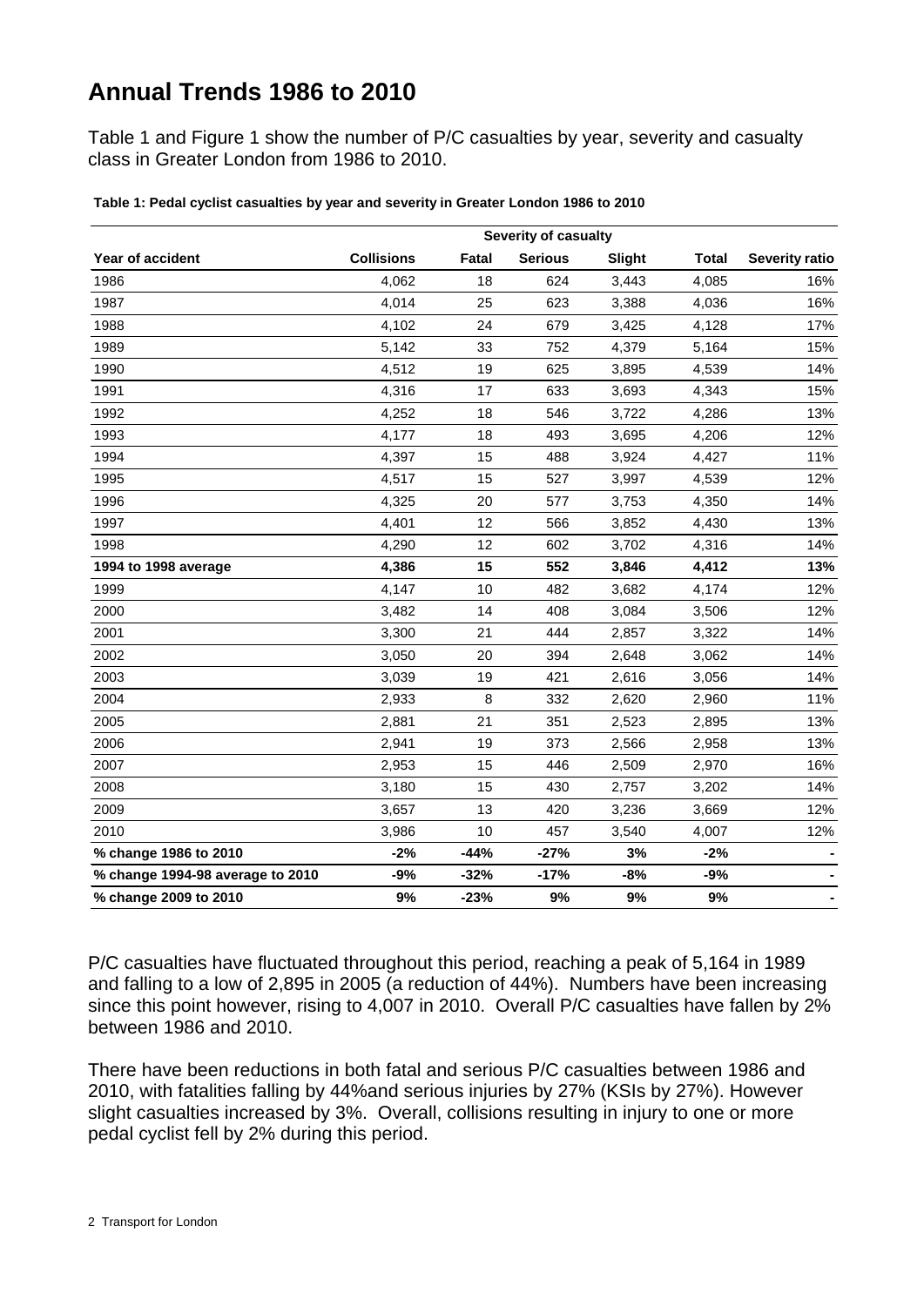# Annual Trends 1986 to 2010

Table 1 and Figure 1 show the number of P/C casualties by year, severity and casualty class in Greater London from 1986 to 2010.

**Table 1: Pedal cyclist casualties by year and severity in Greater London 1986 to 2010**

| | | Severity of casualty | | | | |
|---|---|---|---|---|---|---|
| **Year of accident** | **Collisions** | **Fatal** | **Serious** | **Slight** | **Total** | **Severity ratio** |
| 1986 | 4,062 | 18 | 624 | 3,443 | 4,085 | 16% |
| 1987 | 4,014 | 25 | 623 | 3,388 | 4,036 | 16% |
| 1988 | 4,102 | 24 | 679 | 3,425 | 4,128 | 17% |
| 1989 | 5,142 | 33 | 752 | 4,379 | 5,164 | 15% |
| 1990 | 4,512 | 19 | 625 | 3,895 | 4,539 | 14% |
| 1991 | 4,316 | 17 | 633 | 3,693 | 4,343 | 15% |
| 1992 | 4,252 | 18 | 546 | 3,722 | 4,286 | 13% |
| 1993 | 4,177 | 18 | 493 | 3,695 | 4,206 | 12% |
| 1994 | 4,397 | 15 | 488 | 3,924 | 4,427 | 11% |
| 1995 | 4,517 | 15 | 527 | 3,997 | 4,539 | 12% |
| 1996 | 4,325 | 20 | 577 | 3,753 | 4,350 | 14% |
| 1997 | 4,401 | 12 | 566 | 3,852 | 4,430 | 13% |
| 1998 | 4,290 | 12 | 602 | 3,702 | 4,316 | 14% |
| **1994 to 1998 average** | **4,386** | **15** | **552** | **3,846** | **4,412** | **13%** |
| 1999 | 4,147 | 10 | 482 | 3,682 | 4,174 | 12% |
| 2000 | 3,482 | 14 | 408 | 3,084 | 3,506 | 12% |
| 2001 | 3,300 | 21 | 444 | 2,857 | 3,322 | 14% |
| 2002 | 3,050 | 20 | 394 | 2,648 | 3,062 | 14% |
| 2003 | 3,039 | 19 | 421 | 2,616 | 3,056 | 14% |
| 2004 | 2,933 | 8 | 332 | 2,620 | 2,960 | 11% |
| 2005 | 2,881 | 21 | 351 | 2,523 | 2,895 | 13% |
| 2006 | 2,941 | 19 | 373 | 2,566 | 2,958 | 13% |
| 2007 | 2,953 | 15 | 446 | 2,509 | 2,970 | 16% |
| 2008 | 3,180 | 15 | 430 | 2,757 | 3,202 | 14% |
| 2009 | 3,657 | 13 | 420 | 3,236 | 3,669 | 12% |
| 2010 | 3,986 | 10 | 457 | 3,540 | 4,007 | 12% |
| **% change 1986 to 2010** | **-2%** | **-44%** | **-27%** | **3%** | **-2%** | **-** |
| **% change 1994-98 average to 2010** | **-9%** | **-32%** | **-17%** | **-8%** | **-9%** | **-** |
| **% change 2009 to 2010** | **9%** | **-23%** | **9%** | **9%** | **9%** | **-** |

P/C casualties have fluctuated throughout this period, reaching a peak of 5,164 in 1989 and falling to a low of 2,895 in 2005 (a reduction of 44%). Numbers have been increasing since this point however, rising to 4,007 in 2010. Overall P/C casualties have fallen by 2% between 1986 and 2010.

There have been reductions in both fatal and serious P/C casualties between 1986 and 2010, with fatalities falling by 44%and serious injuries by 27% (KSIs by 27%). However slight casualties increased by 3%. Overall, collisions resulting in injury to one or more pedal cyclist fell by 2% during this period.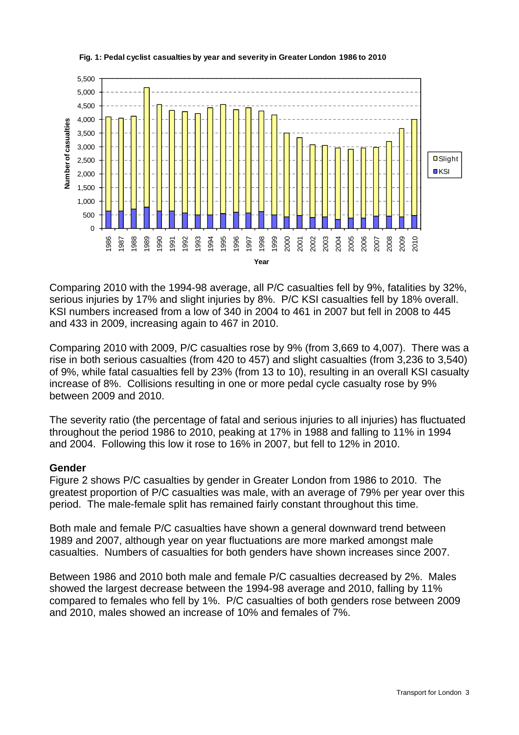**Fig. 1: Pedal cyclist casualties by year and severity in Greater London 1986 to 2010**

Comparing 2010 with the 1994-98 average, all P/C casualties fell by 9%, fatalities by 32%, serious injuries by 17% and slight injuries by 8%. P/C KSI casualties fell by 18% overall. KSI numbers increased from a low of 340 in 2004 to 461 in 2007 but fell in 2008 to 445 and 433 in 2009, increasing again to 467 in 2010.

Comparing 2010 with 2009, P/C casualties rose by 9% (from 3,669 to 4,007). There was a rise in both serious casualties (from 420 to 457) and slight casualties (from 3,236 to 3,540) of 9%, while fatal casualties fell by 23% (from 13 to 10), resulting in an overall KSI casualty increase of 8%. Collisions resulting in one or more pedal cycle casualty rose by 9% between 2009 and 2010.

The severity ratio (the percentage of fatal and serious injuries to all injuries) has fluctuated throughout the period 1986 to 2010, peaking at 17% in 1988 and falling to 11% in 1994 and 2004. Following this low it rose to 16% in 2007, but fell to 12% in 2010.

**Gender**

Figure 2 shows P/C casualties by gender in Greater London from 1986 to 2010. The greatest proportion of P/C casualties was male, with an average of 79% per year over this period. The male-female split has remained fairly constant throughout this time.

Both male and female P/C casualties have shown a general downward trend between 1989 and 2007, although year on year fluctuations are more marked amongst male casualties. Numbers of casualties for both genders have shown increases since 2007.

Between 1986 and 2010 both male and female P/C casualties decreased by 2%. Males showed the largest decrease between the 1994-98 average and 2010, falling by 11% compared to females who fell by 1%. P/C casualties of both genders rose between 2009 and 2010, males showed an increase of 10% and females of 7%.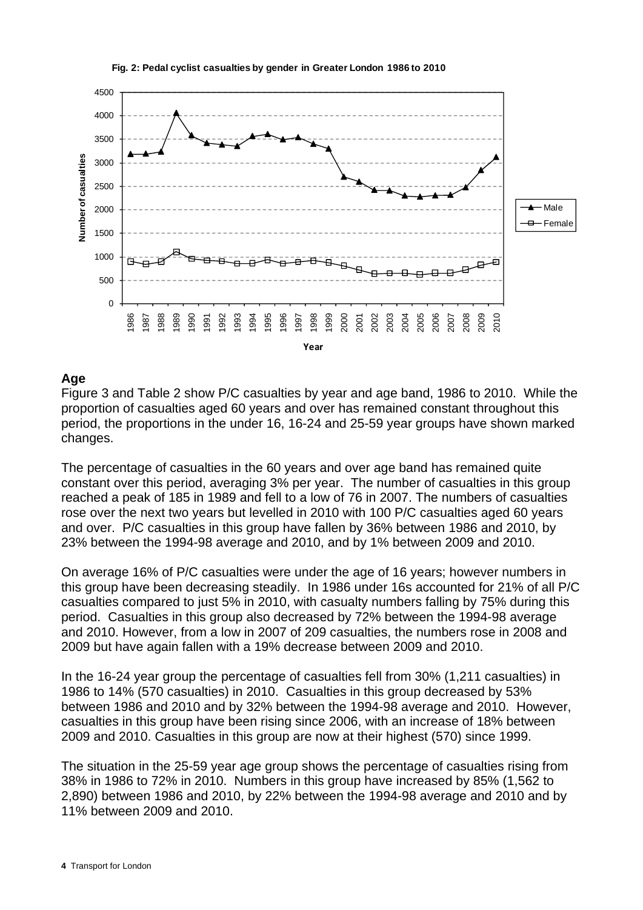**Fig. 2: Pedal cyclist casualties by gender in Greater London 1986 to 2010**

## Age

Figure 3 and Table 2 show P/C casualties by year and age band, 1986 to 2010. While the proportion of casualties aged 60 years and over has remained constant throughout this period, the proportions in the under 16, 16-24 and 25-59 year groups have shown marked changes.

The percentage of casualties in the 60 years and over age band has remained quite constant over this period, averaging 3% per year. The number of casualties in this group reached a peak of 185 in 1989 and fell to a low of 76 in 2007. The numbers of casualties rose over the next two years but levelled in 2010 with 100 P/C casualties aged 60 years and over. P/C casualties in this group have fallen by 36% between 1986 and 2010, by 23% between the 1994-98 average and 2010, and by 1% between 2009 and 2010.

On average 16% of P/C casualties were under the age of 16 years; however numbers in this group have been decreasing steadily. In 1986 under 16s accounted for 21% of all P/C casualties compared to just 5% in 2010, with casualty numbers falling by 75% during this period. Casualties in this group also decreased by 72% between the 1994-98 average and 2010. However, from a low in 2007 of 209 casualties, the numbers rose in 2008 and 2009 but have again fallen with a 19% decrease between 2009 and 2010.

In the 16-24 year group the percentage of casualties fell from 30% (1,211 casualties) in 1986 to 14% (570 casualties) in 2010. Casualties in this group decreased by 53% between 1986 and 2010 and by 32% between the 1994-98 average and 2010. However, casualties in this group have been rising since 2006, with an increase of 18% between 2009 and 2010. Casualties in this group are now at their highest (570) since 1999.

The situation in the 25-59 year age group shows the percentage of casualties rising from 38% in 1986 to 72% in 2010. Numbers in this group have increased by 85% (1,562 to 2,890) between 1986 and 2010, by 22% between the 1994-98 average and 2010 and by 11% between 2009 and 2010.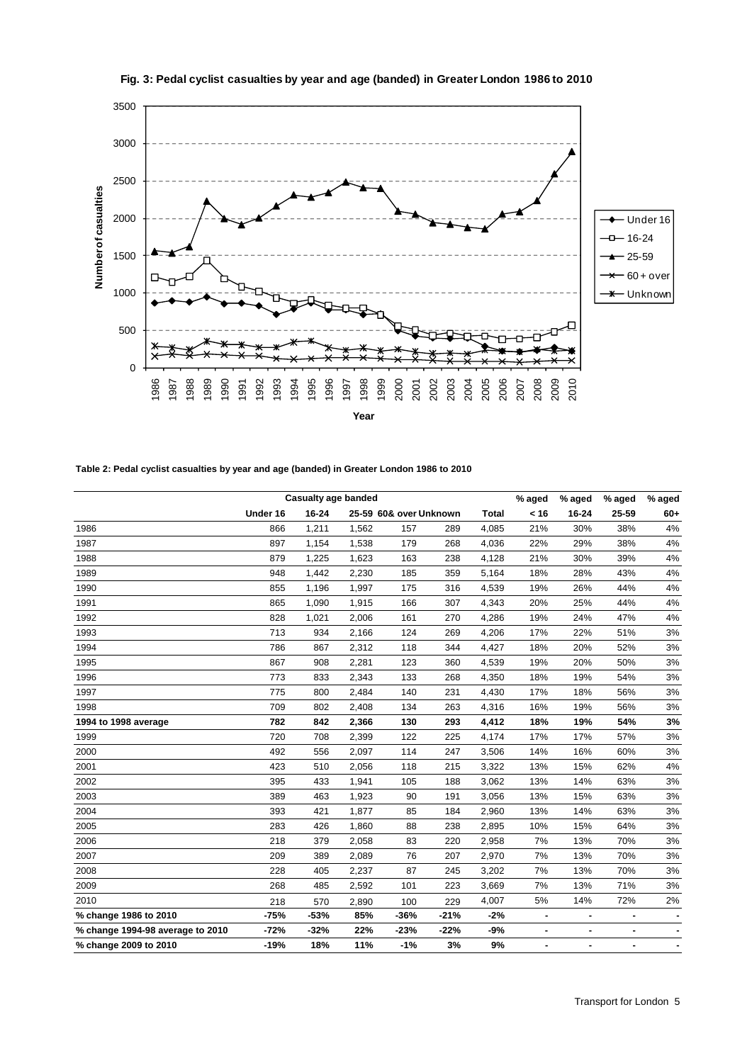**Fig. 3: Pedal cyclist casualties by year and age (banded) in Greater London 1986 to 2010**

**Table 2: Pedal cyclist casualties by year and age (banded) in Greater London 1986 to 2010**

| | Casualty age banded | | | | | | % aged | % aged | % aged | % aged |
|---|---|---|---|---|---|---|---|---|---|---|
| | Under 16 | 16-24 | 25-59 | 60& over | Unknown | Total | < 16 | 16-24 | 25-59 | 60+ |
| 1986 | 866 | 1,211 | 1,562 | 157 | 289 | 4,085 | 21% | 30% | 38% | 4% |
| 1987 | 897 | 1,154 | 1,538 | 179 | 268 | 4,036 | 22% | 29% | 38% | 4% |
| 1988 | 879 | 1,225 | 1,623 | 163 | 238 | 4,128 | 21% | 30% | 39% | 4% |
| 1989 | 948 | 1,442 | 2,230 | 185 | 359 | 5,164 | 18% | 28% | 43% | 4% |
| 1990 | 855 | 1,196 | 1,997 | 175 | 316 | 4,539 | 19% | 26% | 44% | 4% |
| 1991 | 865 | 1,090 | 1,915 | 166 | 307 | 4,343 | 20% | 25% | 44% | 4% |
| 1992 | 828 | 1,021 | 2,006 | 161 | 270 | 4,286 | 19% | 24% | 47% | 4% |
| 1993 | 713 | 934 | 2,166 | 124 | 269 | 4,206 | 17% | 22% | 51% | 3% |
| 1994 | 786 | 867 | 2,312 | 118 | 344 | 4,427 | 18% | 20% | 52% | 3% |
| 1995 | 867 | 908 | 2,281 | 123 | 360 | 4,539 | 19% | 20% | 50% | 3% |
| 1996 | 773 | 833 | 2,343 | 133 | 268 | 4,350 | 18% | 19% | 54% | 3% |
| 1997 | 775 | 800 | 2,484 | 140 | 231 | 4,430 | 17% | 18% | 56% | 3% |
| 1998 | 709 | 802 | 2,408 | 134 | 263 | 4,316 | 16% | 19% | 56% | 3% |
| **1994 to 1998 average** | **782** | **842** | **2,366** | **130** | **293** | **4,412** | **18%** | **19%** | **54%** | **3%** |
| 1999 | 720 | 708 | 2,399 | 122 | 225 | 4,174 | 17% | 17% | 57% | 3% |
| 2000 | 492 | 556 | 2,097 | 114 | 247 | 3,506 | 14% | 16% | 60% | 3% |
| 2001 | 423 | 510 | 2,056 | 118 | 215 | 3,322 | 13% | 15% | 62% | 4% |
| 2002 | 395 | 433 | 1,941 | 105 | 188 | 3,062 | 13% | 14% | 63% | 3% |
| 2003 | 389 | 463 | 1,923 | 90 | 191 | 3,056 | 13% | 15% | 63% | 3% |
| 2004 | 393 | 421 | 1,877 | 85 | 184 | 2,960 | 13% | 14% | 63% | 3% |
| 2005 | 283 | 426 | 1,860 | 88 | 238 | 2,895 | 10% | 15% | 64% | 3% |
| 2006 | 218 | 379 | 2,058 | 83 | 220 | 2,958 | 7% | 13% | 70% | 3% |
| 2007 | 209 | 389 | 2,089 | 76 | 207 | 2,970 | 7% | 13% | 70% | 3% |
| 2008 | 228 | 405 | 2,237 | 87 | 245 | 3,202 | 7% | 13% | 70% | 3% |
| 2009 | 268 | 485 | 2,592 | 101 | 223 | 3,669 | 7% | 13% | 71% | 3% |
| 2010 | 218 | 570 | 2,890 | 100 | 229 | 4,007 | 5% | 14% | 72% | 2% |
| **% change 1986 to 2010** | **-75%** | **-53%** | **85%** | **-36%** | **-21%** | **-2%** | **-** | **-** | **-** | **-** |
| **% change 1994-98 average to 2010** | **-72%** | **-32%** | **22%** | **-23%** | **-22%** | **-9%** | **-** | **-** | **-** | **-** |
| **% change 2009 to 2010** | **-19%** | **18%** | **11%** | **-1%** | **3%** | **9%** | **-** | **-** | **-** | **-** |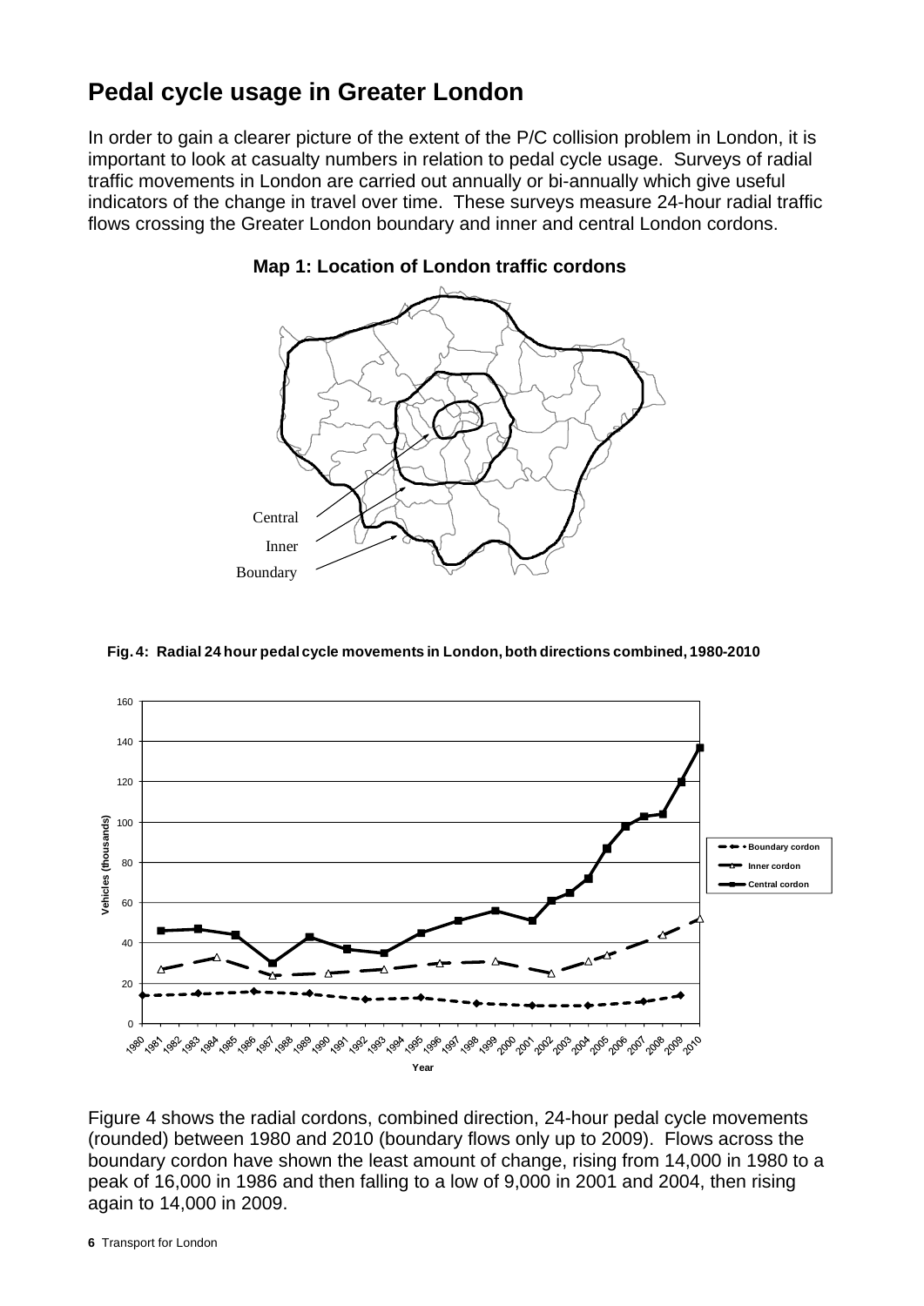# Pedal cycle usage in Greater London

In order to gain a clearer picture of the extent of the P/C collision problem in London, it is important to look at casualty numbers in relation to pedal cycle usage. Surveys of radial traffic movements in London are carried out annually or bi-annually which give useful indicators of the change in travel over time. These surveys measure 24-hour radial traffic flows crossing the Greater London boundary and inner and central London cordons.

**Map 1: Location of London traffic cordons**

**Fig. 4: Radial 24 hour pedal cycle movements in London, both directions combined, 1980-2010**

Figure 4 shows the radial cordons, combined direction, 24-hour pedal cycle movements (rounded) between 1980 and 2010 (boundary flows only up to 2009). Flows across the boundary cordon have shown the least amount of change, rising from 14,000 in 1980 to a peak of 16,000 in 1986 and then falling to a low of 9,000 in 2001 and 2004, then rising again to 14,000 in 2009.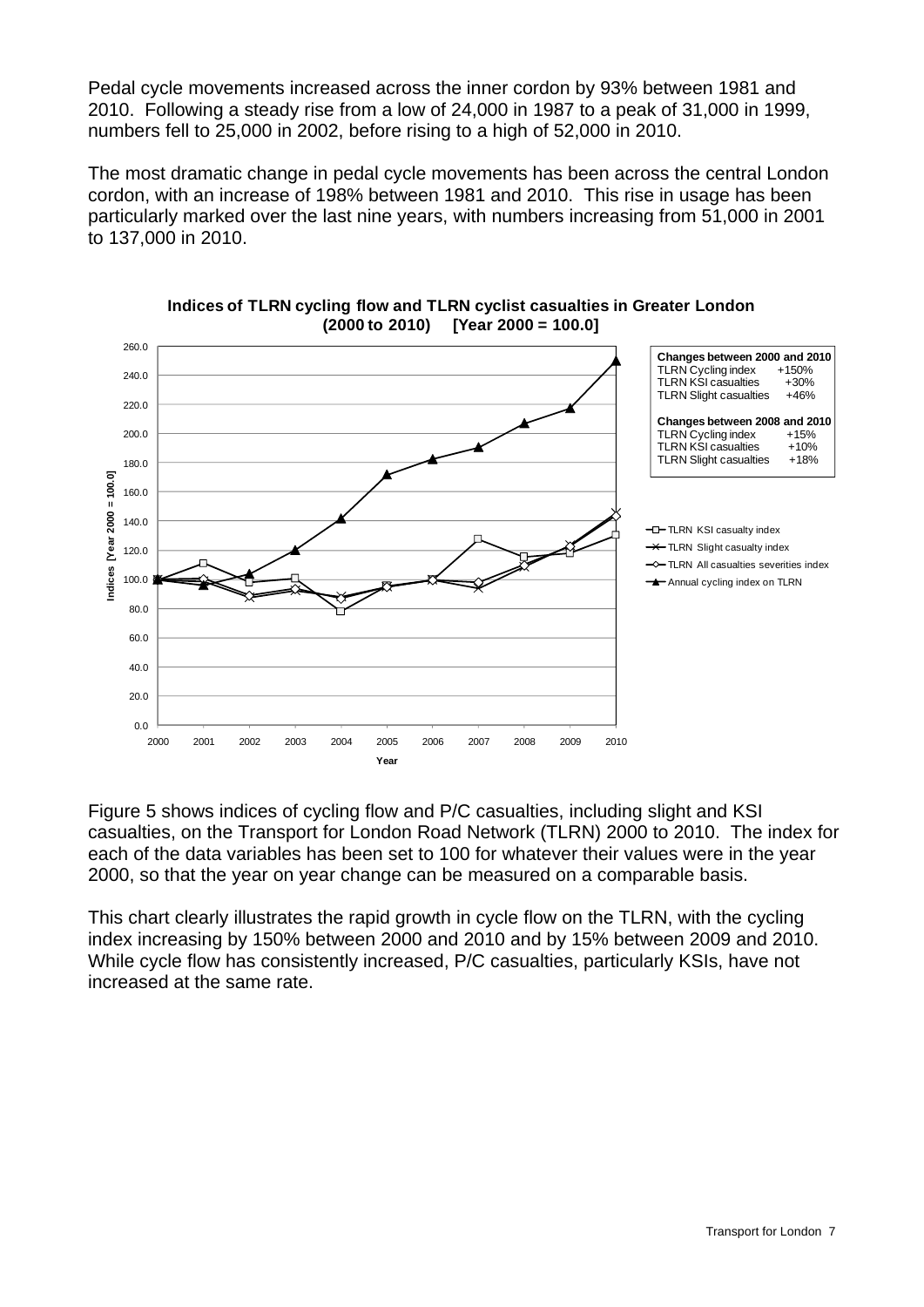Pedal cycle movements increased across the inner cordon by 93% between 1981 and 2010. Following a steady rise from a low of 24,000 in 1987 to a peak of 31,000 in 1999, numbers fell to 25,000 in 2002, before rising to a high of 52,000 in 2010.

The most dramatic change in pedal cycle movements has been across the central London cordon, with an increase of 198% between 1981 and 2010. This rise in usage has been particularly marked over the last nine years, with numbers increasing from 51,000 in 2001 to 137,000 in 2010.

**Indices of TLRN cycling flow and TLRN cyclist casualties in Greater London (2000 to 2010) [Year 2000 = 100.0]**

| Changes between 2000 and 2010 | |
|---|---|
| TLRN Cycling index | +150% |
| TLRN KSI casualties | +30% |
| TLRN Slight casualties | +46% |

| Changes between 2008 and 2010 | |
|---|---|
| TLRN Cycling index | +15% |
| TLRN KSI casualties | +10% |
| TLRN Slight casualties | +18% |

Figure 5 shows indices of cycling flow and P/C casualties, including slight and KSI casualties, on the Transport for London Road Network (TLRN) 2000 to 2010. The index for each of the data variables has been set to 100 for whatever their values were in the year 2000, so that the year on year change can be measured on a comparable basis.

This chart clearly illustrates the rapid growth in cycle flow on the TLRN, with the cycling index increasing by 150% between 2000 and 2010 and by 15% between 2009 and 2010. While cycle flow has consistently increased, P/C casualties, particularly KSIs, have not increased at the same rate.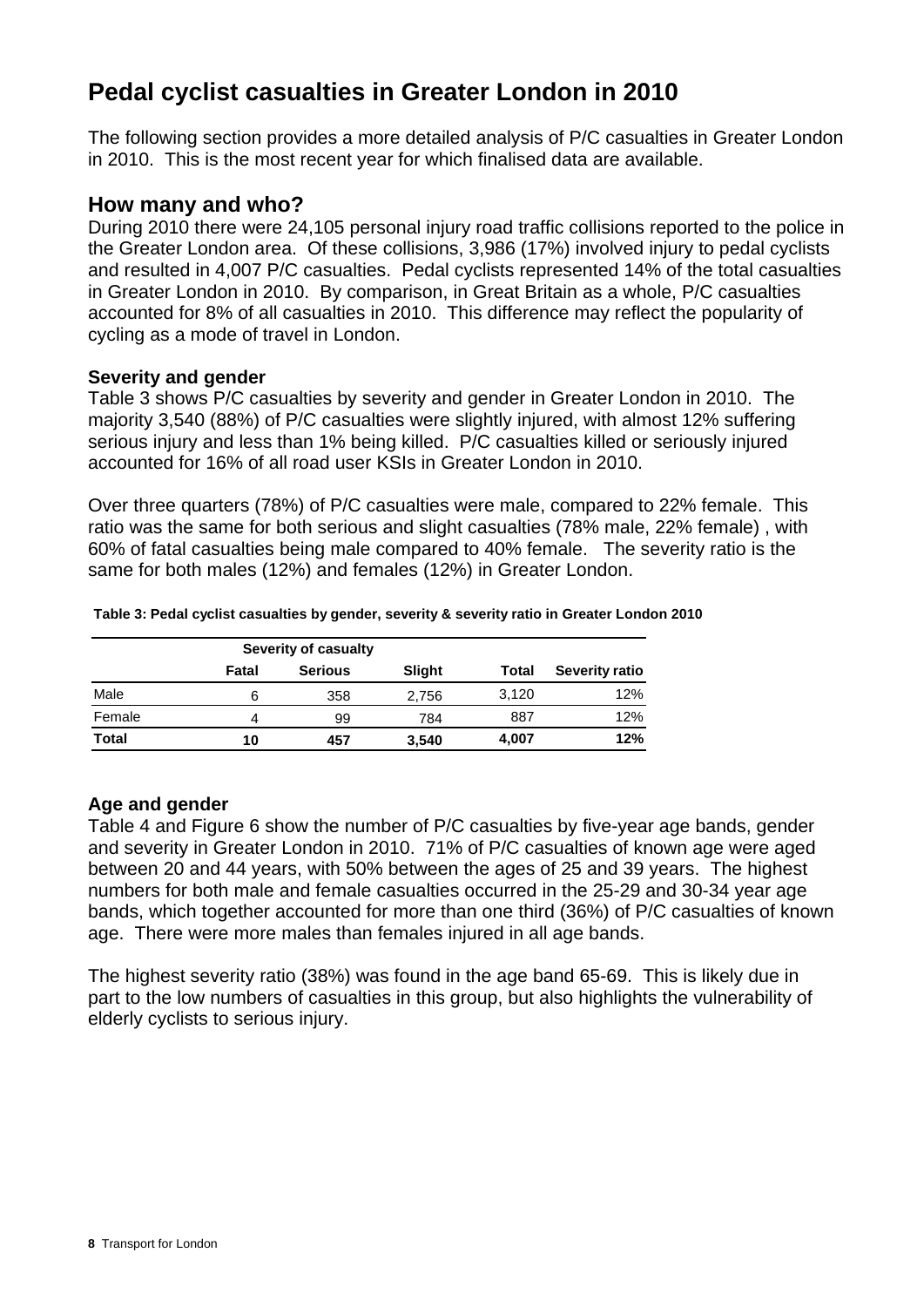# Pedal cyclist casualties in Greater London in 2010

The following section provides a more detailed analysis of P/C casualties in Greater London in 2010. This is the most recent year for which finalised data are available.

## How many and who?

During 2010 there were 24,105 personal injury road traffic collisions reported to the police in the Greater London area. Of these collisions, 3,986 (17%) involved injury to pedal cyclists and resulted in 4,007 P/C casualties. Pedal cyclists represented 14% of the total casualties in Greater London in 2010. By comparison, in Great Britain as a whole, P/C casualties accounted for 8% of all casualties in 2010. This difference may reflect the popularity of cycling as a mode of travel in London.

### Severity and gender

Table 3 shows P/C casualties by severity and gender in Greater London in 2010. The majority 3,540 (88%) of P/C casualties were slightly injured, with almost 12% suffering serious injury and less than 1% being killed. P/C casualties killed or seriously injured accounted for 16% of all road user KSIs in Greater London in 2010.

Over three quarters (78%) of P/C casualties were male, compared to 22% female. This ratio was the same for both serious and slight casualties (78% male, 22% female) , with 60% of fatal casualties being male compared to 40% female. The severity ratio is the same for both males (12%) and females (12%) in Greater London.

**Table 3: Pedal cyclist casualties by gender, severity & severity ratio in Greater London 2010**

| | Severity of casualty | | | | |
|---|---|---|---|---|---|
| | **Fatal** | **Serious** | **Slight** | **Total** | **Severity ratio** |
| Male | 6 | 358 | 2,756 | 3,120 | 12% |
| Female | 4 | 99 | 784 | 887 | 12% |
| **Total** | **10** | **457** | **3,540** | **4,007** | **12%** |

### Age and gender

Table 4 and Figure 6 show the number of P/C casualties by five-year age bands, gender and severity in Greater London in 2010. 71% of P/C casualties of known age were aged between 20 and 44 years, with 50% between the ages of 25 and 39 years. The highest numbers for both male and female casualties occurred in the 25-29 and 30-34 year age bands, which together accounted for more than one third (36%) of P/C casualties of known age. There were more males than females injured in all age bands.

The highest severity ratio (38%) was found in the age band 65-69. This is likely due in part to the low numbers of casualties in this group, but also highlights the vulnerability of elderly cyclists to serious injury.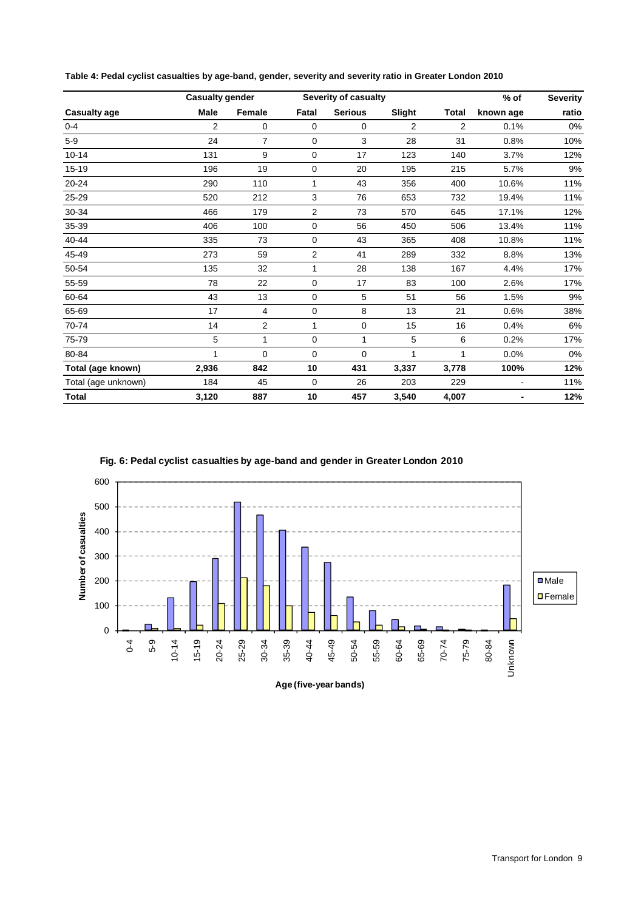**Table 4: Pedal cyclist casualties by age-band, gender, severity and severity ratio in Greater London 2010**

| | Casualty gender | | Severity of casualty | | | | % of | Severity |
|---|---|---|---|---|---|---|---|---|
| **Casualty age** | **Male** | **Female** | **Fatal** | **Serious** | **Slight** | **Total** | **known age** | **ratio** |
| 0-4 | 2 | 0 | 0 | 0 | 2 | 2 | 0.1% | 0% |
| 5-9 | 24 | 7 | 0 | 3 | 28 | 31 | 0.8% | 10% |
| 10-14 | 131 | 9 | 0 | 17 | 123 | 140 | 3.7% | 12% |
| 15-19 | 196 | 19 | 0 | 20 | 195 | 215 | 5.7% | 9% |
| 20-24 | 290 | 110 | 1 | 43 | 356 | 400 | 10.6% | 11% |
| 25-29 | 520 | 212 | 3 | 76 | 653 | 732 | 19.4% | 11% |
| 30-34 | 466 | 179 | 2 | 73 | 570 | 645 | 17.1% | 12% |
| 35-39 | 406 | 100 | 0 | 56 | 450 | 506 | 13.4% | 11% |
| 40-44 | 335 | 73 | 0 | 43 | 365 | 408 | 10.8% | 11% |
| 45-49 | 273 | 59 | 2 | 41 | 289 | 332 | 8.8% | 13% |
| 50-54 | 135 | 32 | 1 | 28 | 138 | 167 | 4.4% | 17% |
| 55-59 | 78 | 22 | 0 | 17 | 83 | 100 | 2.6% | 17% |
| 60-64 | 43 | 13 | 0 | 5 | 51 | 56 | 1.5% | 9% |
| 65-69 | 17 | 4 | 0 | 8 | 13 | 21 | 0.6% | 38% |
| 70-74 | 14 | 2 | 1 | 0 | 15 | 16 | 0.4% | 6% |
| 75-79 | 5 | 1 | 0 | 1 | 5 | 6 | 0.2% | 17% |
| 80-84 | 1 | 0 | 0 | 0 | 1 | 1 | 0.0% | 0% |
| **Total (age known)** | **2,936** | **842** | **10** | **431** | **3,337** | **3,778** | **100%** | **12%** |
| Total (age unknown) | 184 | 45 | 0 | 26 | 203 | 229 | - | 11% |
| **Total** | **3,120** | **887** | **10** | **457** | **3,540** | **4,007** | **-** | **12%** |

**Fig. 6: Pedal cyclist casualties by age-band and gender in Greater London 2010**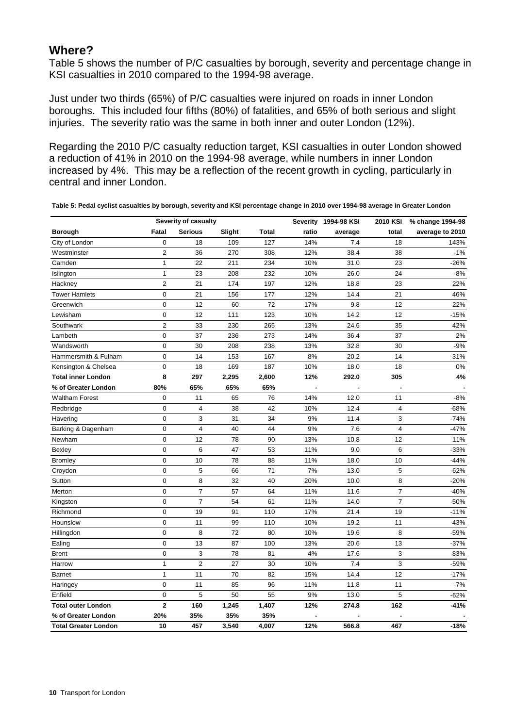## Where?

Table 5 shows the number of P/C casualties by borough, severity and percentage change in KSI casualties in 2010 compared to the 1994-98 average.

Just under two thirds (65%) of P/C casualties were injured on roads in inner London boroughs. This included four fifths (80%) of fatalities, and 65% of both serious and slight injuries. The severity ratio was the same in both inner and outer London (12%).

Regarding the 2010 P/C casualty reduction target, KSI casualties in outer London showed a reduction of 41% in 2010 on the 1994-98 average, while numbers in inner London increased by 4%. This may be a reflection of the recent growth in cycling, particularly in central and inner London.

**Table 5: Pedal cyclist casualties by borough, severity and KSI percentage change in 2010 over 1994-98 average in Greater London**

| | Severity of casualty | | | | Severity | 1994-98 KSI | 2010 KSI | % change 1994-98 |
|---|---|---|---|---|---|---|---|---|
| **Borough** | **Fatal** | **Serious** | **Slight** | **Total** | **ratio** | **average** | **total** | **average to 2010** |
| City of London | 0 | 18 | 109 | 127 | 14% | 7.4 | 18 | 143% |
| Westminster | 2 | 36 | 270 | 308 | 12% | 38.4 | 38 | -1% |
| Camden | 1 | 22 | 211 | 234 | 10% | 31.0 | 23 | -26% |
| Islington | 1 | 23 | 208 | 232 | 10% | 26.0 | 24 | -8% |
| Hackney | 2 | 21 | 174 | 197 | 12% | 18.8 | 23 | 22% |
| Tower Hamlets | 0 | 21 | 156 | 177 | 12% | 14.4 | 21 | 46% |
| Greenwich | 0 | 12 | 60 | 72 | 17% | 9.8 | 12 | 22% |
| Lewisham | 0 | 12 | 111 | 123 | 10% | 14.2 | 12 | -15% |
| Southwark | 2 | 33 | 230 | 265 | 13% | 24.6 | 35 | 42% |
| Lambeth | 0 | 37 | 236 | 273 | 14% | 36.4 | 37 | 2% |
| Wandsworth | 0 | 30 | 208 | 238 | 13% | 32.8 | 30 | -9% |
| Hammersmith & Fulham | 0 | 14 | 153 | 167 | 8% | 20.2 | 14 | -31% |
| Kensington & Chelsea | 0 | 18 | 169 | 187 | 10% | 18.0 | 18 | 0% |
| **Total inner London** | **8** | **297** | **2,295** | **2,600** | **12%** | **292.0** | **305** | **4%** |
| **% of Greater London** | **80%** | **65%** | **65%** | **65%** | **-** | **-** | **-** | **-** |
| Waltham Forest | 0 | 11 | 65 | 76 | 14% | 12.0 | 11 | -8% |
| Redbridge | 0 | 4 | 38 | 42 | 10% | 12.4 | 4 | -68% |
| Havering | 0 | 3 | 31 | 34 | 9% | 11.4 | 3 | -74% |
| Barking & Dagenham | 0 | 4 | 40 | 44 | 9% | 7.6 | 4 | -47% |
| Newham | 0 | 12 | 78 | 90 | 13% | 10.8 | 12 | 11% |
| Bexley | 0 | 6 | 47 | 53 | 11% | 9.0 | 6 | -33% |
| Bromley | 0 | 10 | 78 | 88 | 11% | 18.0 | 10 | -44% |
| Croydon | 0 | 5 | 66 | 71 | 7% | 13.0 | 5 | -62% |
| Sutton | 0 | 8 | 32 | 40 | 20% | 10.0 | 8 | -20% |
| Merton | 0 | 7 | 57 | 64 | 11% | 11.6 | 7 | -40% |
| Kingston | 0 | 7 | 54 | 61 | 11% | 14.0 | 7 | -50% |
| Richmond | 0 | 19 | 91 | 110 | 17% | 21.4 | 19 | -11% |
| Hounslow | 0 | 11 | 99 | 110 | 10% | 19.2 | 11 | -43% |
| Hillingdon | 0 | 8 | 72 | 80 | 10% | 19.6 | 8 | -59% |
| Ealing | 0 | 13 | 87 | 100 | 13% | 20.6 | 13 | -37% |
| Brent | 0 | 3 | 78 | 81 | 4% | 17.6 | 3 | -83% |
| Harrow | 1 | 2 | 27 | 30 | 10% | 7.4 | 3 | -59% |
| Barnet | 1 | 11 | 70 | 82 | 15% | 14.4 | 12 | -17% |
| Haringey | 0 | 11 | 85 | 96 | 11% | 11.8 | 11 | -7% |
| Enfield | 0 | 5 | 50 | 55 | 9% | 13.0 | 5 | -62% |
| **Total outer London** | **2** | **160** | **1,245** | **1,407** | **12%** | **274.8** | **162** | **-41%** |
| **% of Greater London** | **20%** | **35%** | **35%** | **35%** | **-** | **-** | **-** | **-** |
| **Total Greater London** | **10** | **457** | **3,540** | **4,007** | **12%** | **566.8** | **467** | **-18%** |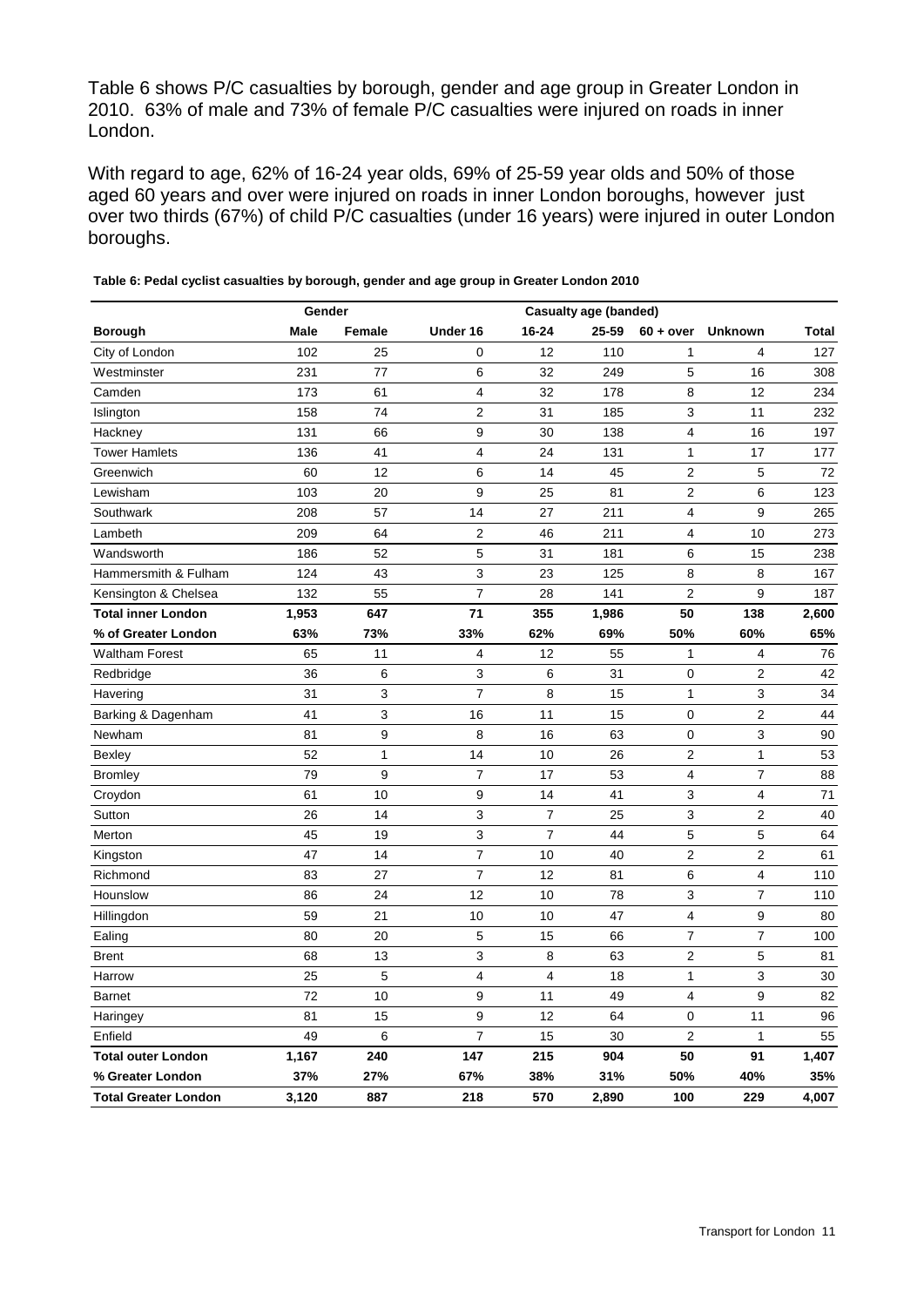Table 6 shows P/C casualties by borough, gender and age group in Greater London in 2010. 63% of male and 73% of female P/C casualties were injured on roads in inner London.

With regard to age, 62% of 16-24 year olds, 69% of 25-59 year olds and 50% of those aged 60 years and over were injured on roads in inner London boroughs, however just over two thirds (67%) of child P/C casualties (under 16 years) were injured in outer London boroughs.

**Table 6: Pedal cyclist casualties by borough, gender and age group in Greater London 2010**

| | Gender | | Casualty age (banded) | | | | | |
|---|---|---|---|---|---|---|---|---|
| **Borough** | **Male** | **Female** | **Under 16** | **16-24** | **25-59** | **60 + over** | **Unknown** | **Total** |
| City of London | 102 | 25 | 0 | 12 | 110 | 1 | 4 | 127 |
| Westminster | 231 | 77 | 6 | 32 | 249 | 5 | 16 | 308 |
| Camden | 173 | 61 | 4 | 32 | 178 | 8 | 12 | 234 |
| Islington | 158 | 74 | 2 | 31 | 185 | 3 | 11 | 232 |
| Hackney | 131 | 66 | 9 | 30 | 138 | 4 | 16 | 197 |
| Tower Hamlets | 136 | 41 | 4 | 24 | 131 | 1 | 17 | 177 |
| Greenwich | 60 | 12 | 6 | 14 | 45 | 2 | 5 | 72 |
| Lewisham | 103 | 20 | 9 | 25 | 81 | 2 | 6 | 123 |
| Southwark | 208 | 57 | 14 | 27 | 211 | 4 | 9 | 265 |
| Lambeth | 209 | 64 | 2 | 46 | 211 | 4 | 10 | 273 |
| Wandsworth | 186 | 52 | 5 | 31 | 181 | 6 | 15 | 238 |
| Hammersmith & Fulham | 124 | 43 | 3 | 23 | 125 | 8 | 8 | 167 |
| Kensington & Chelsea | 132 | 55 | 7 | 28 | 141 | 2 | 9 | 187 |
| **Total inner London** | **1,953** | **647** | **71** | **355** | **1,986** | **50** | **138** | **2,600** |
| **% of Greater London** | **63%** | **73%** | **33%** | **62%** | **69%** | **50%** | **60%** | **65%** |
| Waltham Forest | 65 | 11 | 4 | 12 | 55 | 1 | 4 | 76 |
| Redbridge | 36 | 6 | 3 | 6 | 31 | 0 | 2 | 42 |
| Havering | 31 | 3 | 7 | 8 | 15 | 1 | 3 | 34 |
| Barking & Dagenham | 41 | 3 | 16 | 11 | 15 | 0 | 2 | 44 |
| Newham | 81 | 9 | 8 | 16 | 63 | 0 | 3 | 90 |
| Bexley | 52 | 1 | 14 | 10 | 26 | 2 | 1 | 53 |
| Bromley | 79 | 9 | 7 | 17 | 53 | 4 | 7 | 88 |
| Croydon | 61 | 10 | 9 | 14 | 41 | 3 | 4 | 71 |
| Sutton | 26 | 14 | 3 | 7 | 25 | 3 | 2 | 40 |
| Merton | 45 | 19 | 3 | 7 | 44 | 5 | 5 | 64 |
| Kingston | 47 | 14 | 7 | 10 | 40 | 2 | 2 | 61 |
| Richmond | 83 | 27 | 7 | 12 | 81 | 6 | 4 | 110 |
| Hounslow | 86 | 24 | 12 | 10 | 78 | 3 | 7 | 110 |
| Hillingdon | 59 | 21 | 10 | 10 | 47 | 4 | 9 | 80 |
| Ealing | 80 | 20 | 5 | 15 | 66 | 7 | 7 | 100 |
| Brent | 68 | 13 | 3 | 8 | 63 | 2 | 5 | 81 |
| Harrow | 25 | 5 | 4 | 4 | 18 | 1 | 3 | 30 |
| Barnet | 72 | 10 | 9 | 11 | 49 | 4 | 9 | 82 |
| Haringey | 81 | 15 | 9 | 12 | 64 | 0 | 11 | 96 |
| Enfield | 49 | 6 | 7 | 15 | 30 | 2 | 1 | 55 |
| **Total outer London** | **1,167** | **240** | **147** | **215** | **904** | **50** | **91** | **1,407** |
| **% Greater London** | **37%** | **27%** | **67%** | **38%** | **31%** | **50%** | **40%** | **35%** |
| **Total Greater London** | **3,120** | **887** | **218** | **570** | **2,890** | **100** | **229** | **4,007** |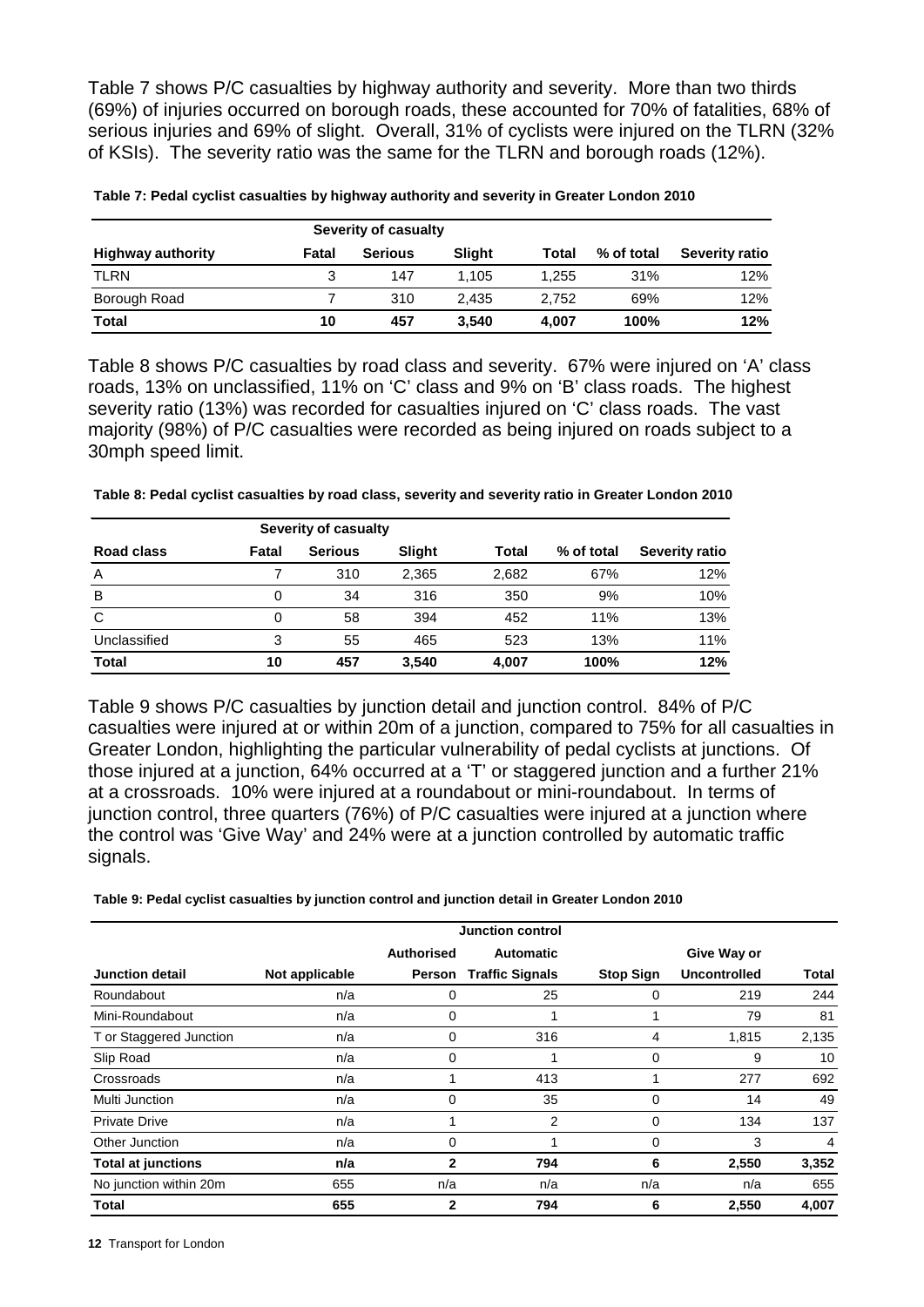Table 7 shows P/C casualties by highway authority and severity. More than two thirds (69%) of injuries occurred on borough roads, these accounted for 70% of fatalities, 68% of serious injuries and 69% of slight. Overall, 31% of cyclists were injured on the TLRN (32% of KSIs). The severity ratio was the same for the TLRN and borough roads (12%).

**Table 7: Pedal cyclist casualties by highway authority and severity in Greater London 2010**

| | Severity of casualty | | | | | |
|---|---|---|---|---|---|---|
| **Highway authority** | **Fatal** | **Serious** | **Slight** | **Total** | **% of total** | **Severity ratio** |
| TLRN | 3 | 147 | 1,105 | 1,255 | 31% | 12% |
| Borough Road | 7 | 310 | 2,435 | 2,752 | 69% | 12% |
| **Total** | **10** | **457** | **3,540** | **4,007** | **100%** | **12%** |

Table 8 shows P/C casualties by road class and severity. 67% were injured on 'A' class roads, 13% on unclassified, 11% on 'C' class and 9% on 'B' class roads. The highest severity ratio (13%) was recorded for casualties injured on 'C' class roads. The vast majority (98%) of P/C casualties were recorded as being injured on roads subject to a 30mph speed limit.

**Table 8: Pedal cyclist casualties by road class, severity and severity ratio in Greater London 2010**

| | Severity of casualty | | | | | |
|---|---|---|---|---|---|---|
| **Road class** | **Fatal** | **Serious** | **Slight** | **Total** | **% of total** | **Severity ratio** |
| A | 7 | 310 | 2,365 | 2,682 | 67% | 12% |
| B | 0 | 34 | 316 | 350 | 9% | 10% |
| C | 0 | 58 | 394 | 452 | 11% | 13% |
| Unclassified | 3 | 55 | 465 | 523 | 13% | 11% |
| **Total** | **10** | **457** | **3,540** | **4,007** | **100%** | **12%** |

Table 9 shows P/C casualties by junction detail and junction control. 84% of P/C casualties were injured at or within 20m of a junction, compared to 75% for all casualties in Greater London, highlighting the particular vulnerability of pedal cyclists at junctions. Of those injured at a junction, 64% occurred at a 'T' or staggered junction and a further 21% at a crossroads. 10% were injured at a roundabout or mini-roundabout. In terms of junction control, three quarters (76%) of P/C casualties were injured at a junction where the control was 'Give Way' and 24% were at a junction controlled by automatic traffic signals.

**Table 9: Pedal cyclist casualties by junction control and junction detail in Greater London 2010**

| | Junction control | | | | | |
|---|---|---|---|---|---|---|
| **Junction detail** | **Not applicable** | **Authorised Person** | **Automatic Traffic Signals** | **Stop Sign** | **Give Way or Uncontrolled** | **Total** |
| Roundabout | n/a | 0 | 25 | 0 | 219 | 244 |
| Mini-Roundabout | n/a | 0 | 1 | 1 | 79 | 81 |
| T or Staggered Junction | n/a | 0 | 316 | 4 | 1,815 | 2,135 |
| Slip Road | n/a | 0 | 1 | 0 | 9 | 10 |
| Crossroads | n/a | 1 | 413 | 1 | 277 | 692 |
| Multi Junction | n/a | 0 | 35 | 0 | 14 | 49 |
| Private Drive | n/a | 1 | 2 | 0 | 134 | 137 |
| Other Junction | n/a | 0 | 1 | 0 | 3 | 4 |
| **Total at junctions** | **n/a** | **2** | **794** | **6** | **2,550** | **3,352** |
| No junction within 20m | 655 | n/a | n/a | n/a | n/a | 655 |
| **Total** | **655** | **2** | **794** | **6** | **2,550** | **4,007** |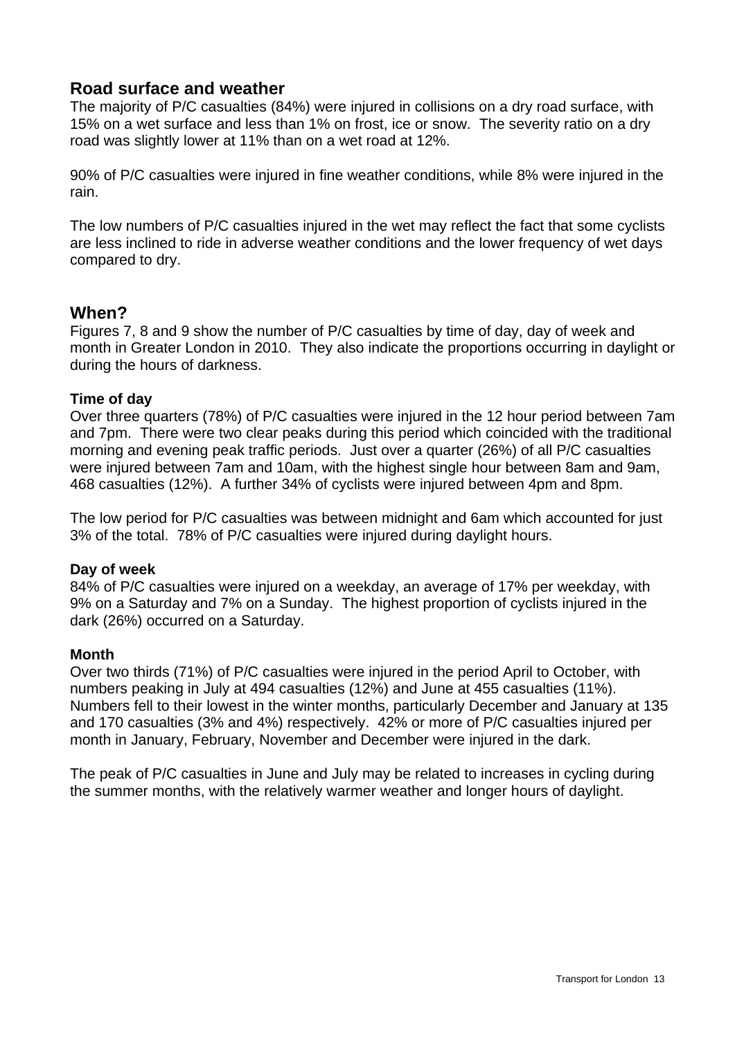## Road surface and weather

The majority of P/C casualties (84%) were injured in collisions on a dry road surface, with 15% on a wet surface and less than 1% on frost, ice or snow. The severity ratio on a dry road was slightly lower at 11% than on a wet road at 12%.

90% of P/C casualties were injured in fine weather conditions, while 8% were injured in the rain.

The low numbers of P/C casualties injured in the wet may reflect the fact that some cyclists are less inclined to ride in adverse weather conditions and the lower frequency of wet days compared to dry.

## When?

Figures 7, 8 and 9 show the number of P/C casualties by time of day, day of week and month in Greater London in 2010. They also indicate the proportions occurring in daylight or during the hours of darkness.

### Time of day

Over three quarters (78%) of P/C casualties were injured in the 12 hour period between 7am and 7pm. There were two clear peaks during this period which coincided with the traditional morning and evening peak traffic periods. Just over a quarter (26%) of all P/C casualties were injured between 7am and 10am, with the highest single hour between 8am and 9am, 468 casualties (12%). A further 34% of cyclists were injured between 4pm and 8pm.

The low period for P/C casualties was between midnight and 6am which accounted for just 3% of the total. 78% of P/C casualties were injured during daylight hours.

### Day of week

84% of P/C casualties were injured on a weekday, an average of 17% per weekday, with 9% on a Saturday and 7% on a Sunday. The highest proportion of cyclists injured in the dark (26%) occurred on a Saturday.

### Month

Over two thirds (71%) of P/C casualties were injured in the period April to October, with numbers peaking in July at 494 casualties (12%) and June at 455 casualties (11%). Numbers fell to their lowest in the winter months, particularly December and January at 135 and 170 casualties (3% and 4%) respectively. 42% or more of P/C casualties injured per month in January, February, November and December were injured in the dark.

The peak of P/C casualties in June and July may be related to increases in cycling during the summer months, with the relatively warmer weather and longer hours of daylight.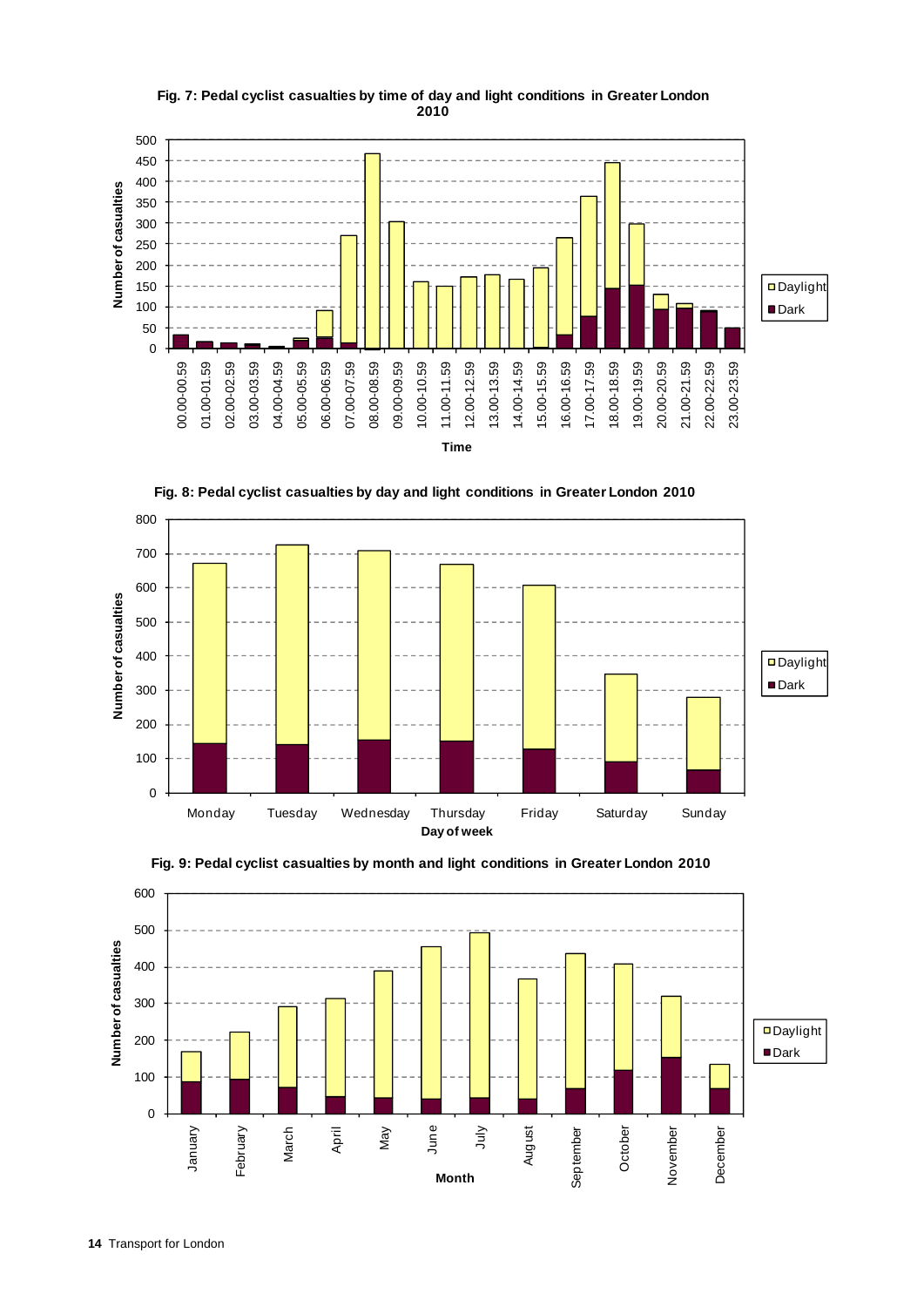**Fig. 7: Pedal cyclist casualties by time of day and light conditions in Greater London 2010**

**Fig. 8: Pedal cyclist casualties by day and light conditions in Greater London 2010**

**Fig. 9: Pedal cyclist casualties by month and light conditions in Greater London 2010**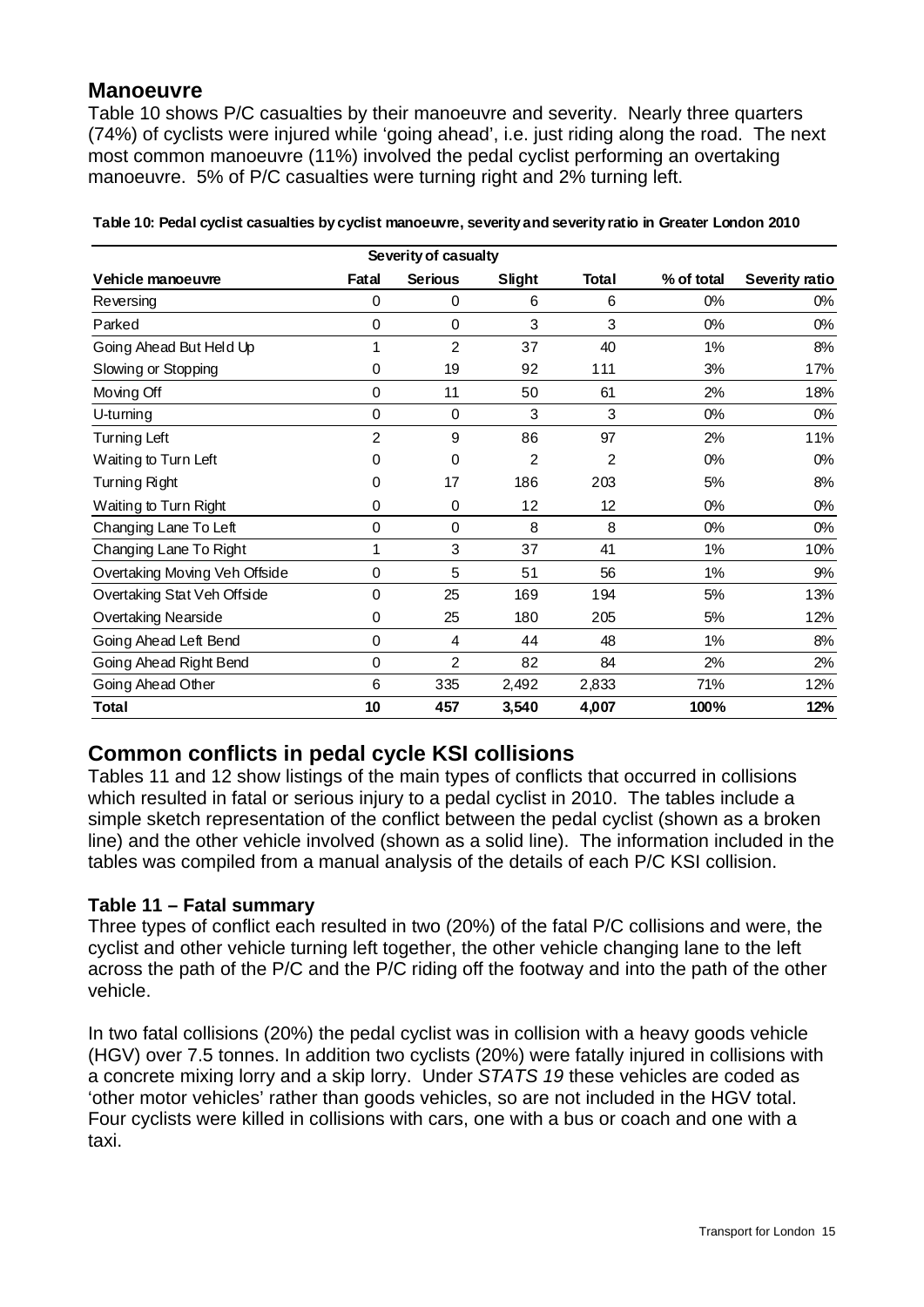## Manoeuvre

Table 10 shows P/C casualties by their manoeuvre and severity. Nearly three quarters (74%) of cyclists were injured while 'going ahead', i.e. just riding along the road. The next most common manoeuvre (11%) involved the pedal cyclist performing an overtaking manoeuvre. 5% of P/C casualties were turning right and 2% turning left.

**Table 10: Pedal cyclist casualties by cyclist manoeuvre, severity and severity ratio in Greater London 2010**

| | Severity of casualty | | | | | |
|---|---|---|---|---|---|---|
| **Vehicle manoeuvre** | **Fatal** | **Serious** | **Slight** | **Total** | **% of total** | **Severity ratio** |
| Reversing | 0 | 0 | 6 | 6 | 0% | 0% |
| Parked | 0 | 0 | 3 | 3 | 0% | 0% |
| Going Ahead But Held Up | 1 | 2 | 37 | 40 | 1% | 8% |
| Slowing or Stopping | 0 | 19 | 92 | 111 | 3% | 17% |
| Moving Off | 0 | 11 | 50 | 61 | 2% | 18% |
| U-turning | 0 | 0 | 3 | 3 | 0% | 0% |
| Turning Left | 2 | 9 | 86 | 97 | 2% | 11% |
| Waiting to Turn Left | 0 | 0 | 2 | 2 | 0% | 0% |
| Turning Right | 0 | 17 | 186 | 203 | 5% | 8% |
| Waiting to Turn Right | 0 | 0 | 12 | 12 | 0% | 0% |
| Changing Lane To Left | 0 | 0 | 8 | 8 | 0% | 0% |
| Changing Lane To Right | 1 | 3 | 37 | 41 | 1% | 10% |
| Overtaking Moving Veh Offside | 0 | 5 | 51 | 56 | 1% | 9% |
| Overtaking Stat Veh Offside | 0 | 25 | 169 | 194 | 5% | 13% |
| Overtaking Nearside | 0 | 25 | 180 | 205 | 5% | 12% |
| Going Ahead Left Bend | 0 | 4 | 44 | 48 | 1% | 8% |
| Going Ahead Right Bend | 0 | 2 | 82 | 84 | 2% | 2% |
| Going Ahead Other | 6 | 335 | 2,492 | 2,833 | 71% | 12% |
| **Total** | **10** | **457** | **3,540** | **4,007** | **100%** | **12%** |

## Common conflicts in pedal cycle KSI collisions

Tables 11 and 12 show listings of the main types of conflicts that occurred in collisions which resulted in fatal or serious injury to a pedal cyclist in 2010. The tables include a simple sketch representation of the conflict between the pedal cyclist (shown as a broken line) and the other vehicle involved (shown as a solid line). The information included in the tables was compiled from a manual analysis of the details of each P/C KSI collision.

### Table 11 – Fatal summary

Three types of conflict each resulted in two (20%) of the fatal P/C collisions and were, the cyclist and other vehicle turning left together, the other vehicle changing lane to the left across the path of the P/C and the P/C riding off the footway and into the path of the other vehicle.

In two fatal collisions (20%) the pedal cyclist was in collision with a heavy goods vehicle (HGV) over 7.5 tonnes. In addition two cyclists (20%) were fatally injured in collisions with a concrete mixing lorry and a skip lorry. Under *STATS 19* these vehicles are coded as 'other motor vehicles' rather than goods vehicles, so are not included in the HGV total. Four cyclists were killed in collisions with cars, one with a bus or coach and one with a taxi.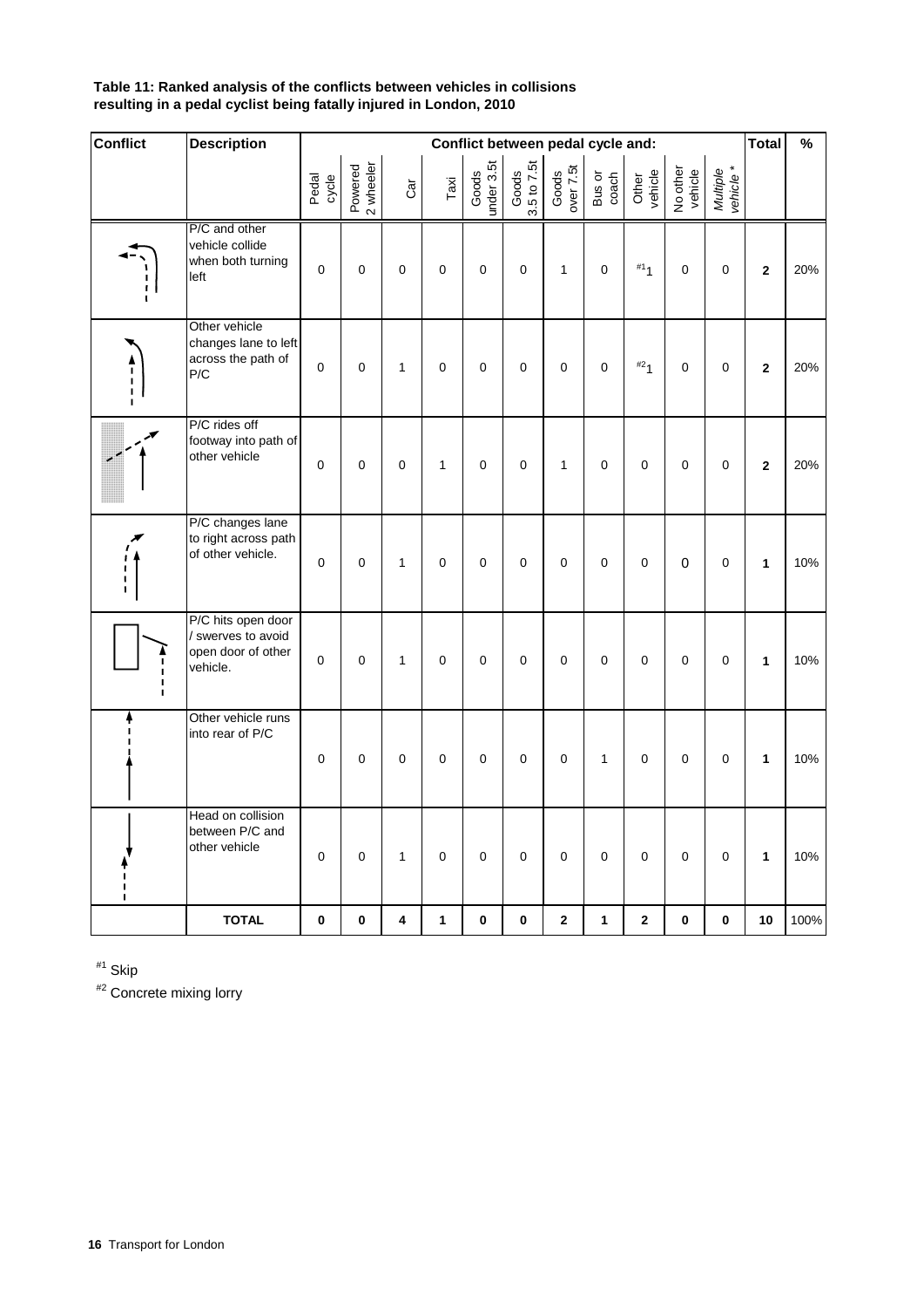**Table 11: Ranked analysis of the conflicts between vehicles in collisions resulting in a pedal cyclist being fatally injured in London, 2010**

| Conflict | Description | Conflict between pedal cycle and: | | | | | | | | | | | Total | % |
|---|---|---|---|---|---|---|---|---|---|---|---|---|---|---|
| | | Pedal cycle | Powered 2 wheeler | Car | Taxi | Goods under 3.5t | Goods 3.5 to 7.5t | Goods over 7.5t | Bus or coach | Other vehicle | No other vehicle | *Multiple vehicle* * | | |
| | P/C and other vehicle collide when both turning left | 0 | 0 | 0 | 0 | 0 | 0 | 1 | 0 | #1 1 | 0 | 0 | **2** | 20% |
| | Other vehicle changes lane to left across the path of P/C | 0 | 0 | 1 | 0 | 0 | 0 | 0 | 0 | #2 1 | 0 | 0 | **2** | 20% |
| | P/C rides off footway into path of other vehicle | 0 | 0 | 0 | 1 | 0 | 0 | 1 | 0 | 0 | 0 | 0 | **2** | 20% |
| | P/C changes lane to right across path of other vehicle. | 0 | 0 | 1 | 0 | 0 | 0 | 0 | 0 | 0 | 0 | 0 | **1** | 10% |
| | P/C hits open door / swerves to avoid open door of other vehicle. | 0 | 0 | 1 | 0 | 0 | 0 | 0 | 0 | 0 | 0 | 0 | **1** | 10% |
| | Other vehicle runs into rear of P/C | 0 | 0 | 0 | 0 | 0 | 0 | 0 | 1 | 0 | 0 | 0 | **1** | 10% |
| | Head on collision between P/C and other vehicle | 0 | 0 | 1 | 0 | 0 | 0 | 0 | 0 | 0 | 0 | 0 | **1** | 10% |
| | **TOTAL** | **0** | **0** | **4** | **1** | **0** | **0** | **2** | **1** | **2** | **0** | **0** | **10** | 100% |

#1 Skip

#2 Concrete mixing lorry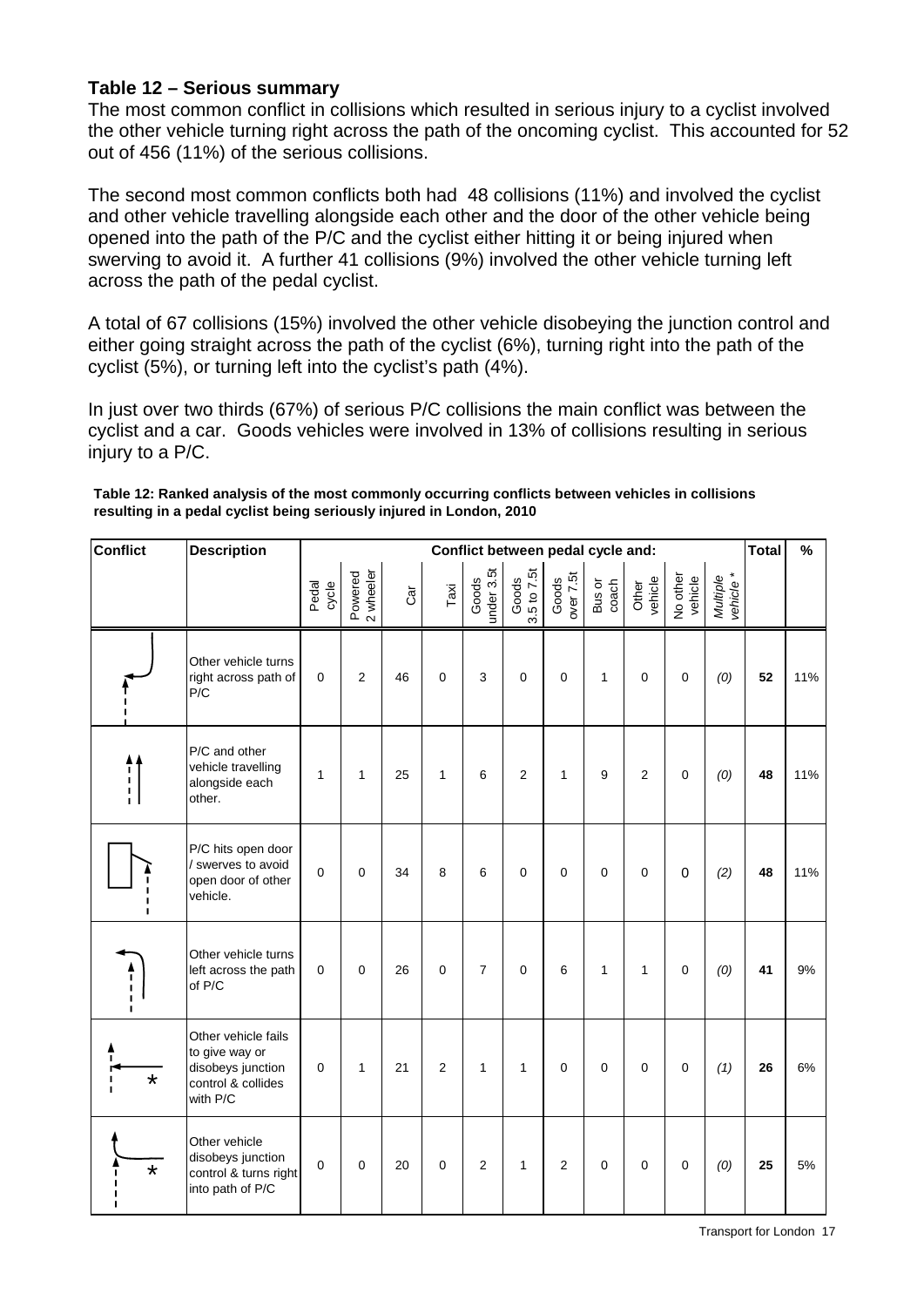### Table 12 – Serious summary

The most common conflict in collisions which resulted in serious injury to a cyclist involved the other vehicle turning right across the path of the oncoming cyclist. This accounted for 52 out of 456 (11%) of the serious collisions.

The second most common conflicts both had 48 collisions (11%) and involved the cyclist and other vehicle travelling alongside each other and the door of the other vehicle being opened into the path of the P/C and the cyclist either hitting it or being injured when swerving to avoid it. A further 41 collisions (9%) involved the other vehicle turning left across the path of the pedal cyclist.

A total of 67 collisions (15%) involved the other vehicle disobeying the junction control and either going straight across the path of the cyclist (6%), turning right into the path of the cyclist (5%), or turning left into the cyclist's path (4%).

In just over two thirds (67%) of serious P/C collisions the main conflict was between the cyclist and a car. Goods vehicles were involved in 13% of collisions resulting in serious injury to a P/C.

**Table 12: Ranked analysis of the most commonly occurring conflicts between vehicles in collisions resulting in a pedal cyclist being seriously injured in London, 2010**

| Conflict | Description | Conflict between pedal cycle and: | | | | | | | | | | | Total | % |
|---|---|---|---|---|---|---|---|---|---|---|---|---|---|---|
| | | Pedal cycle | Powered 2 wheeler | Car | Taxi | Goods under 3.5t | Goods 3.5 to 7.5t | Goods over 7.5t | Bus or coach | Other vehicle | No other vehicle | *Multiple vehicle* * | | |
| | Other vehicle turns right across path of P/C | 0 | 2 | 46 | 0 | 3 | 0 | 0 | 1 | 0 | 0 | *(0)* | **52** | 11% |
| | P/C and other vehicle travelling alongside each other. | 1 | 1 | 25 | 1 | 6 | 2 | 1 | 9 | 2 | 0 | *(0)* | **48** | 11% |
| | P/C hits open door / swerves to avoid open door of other vehicle. | 0 | 0 | 34 | 8 | 6 | 0 | 0 | 0 | 0 | 0 | *(2)* | **48** | 11% |
| | Other vehicle turns left across the path of P/C | 0 | 0 | 26 | 0 | 7 | 0 | 6 | 1 | 1 | 0 | *(0)* | **41** | 9% |
| * | Other vehicle fails to give way or disobeys junction control & collides with P/C | 0 | 1 | 21 | 2 | 1 | 1 | 0 | 0 | 0 | 0 | *(1)* | **26** | 6% |
| * | Other vehicle disobeys junction control & turns right into path of P/C | 0 | 0 | 20 | 0 | 2 | 1 | 2 | 0 | 0 | 0 | *(0)* | **25** | 5% |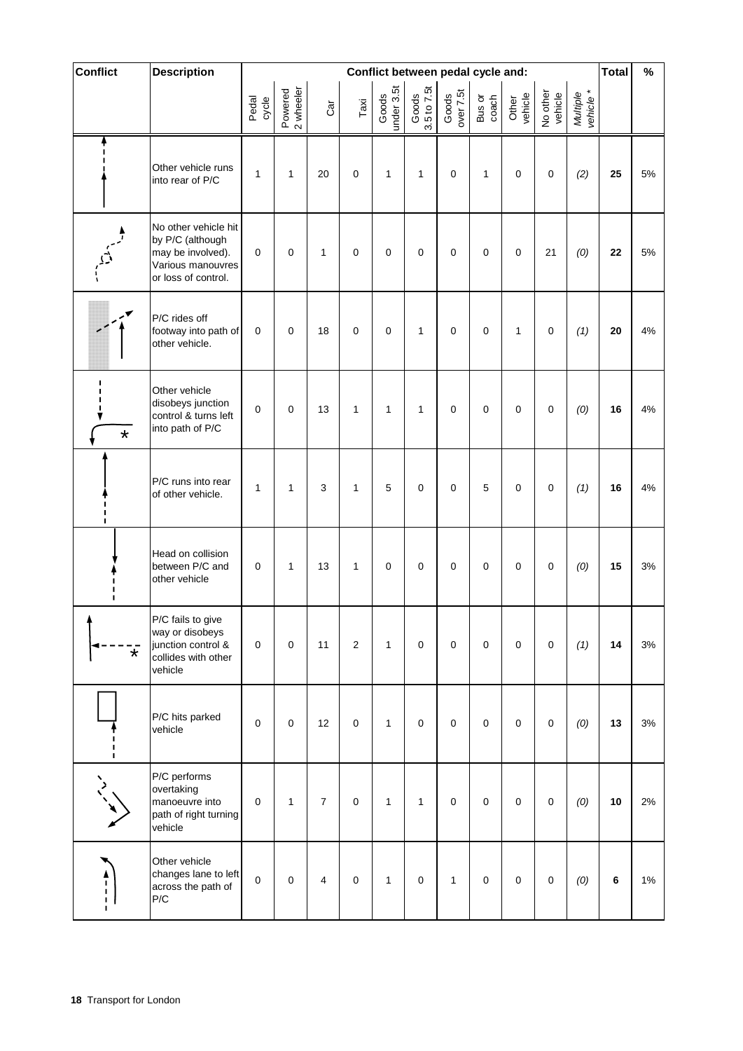| Conflict | Description | Conflict between pedal cycle and: | | | | | | | | | | | Total | % |
|---|---|---|---|---|---|---|---|---|---|---|---|---|---|---|
| | | Pedal cycle | Powered 2 wheeler | Car | Taxi | Goods under 3.5t | Goods 3.5 to 7.5t | Goods over 7.5t | Bus or coach | Other vehicle | No other vehicle | *Multiple vehicle \** | | |
| | Other vehicle runs into rear of P/C | 1 | 1 | 20 | 0 | 1 | 1 | 0 | 1 | 0 | 0 | *(2)* | **25** | 5% |
| | No other vehicle hit by P/C (although may be involved). Various manouvres or loss of control. | 0 | 0 | 1 | 0 | 0 | 0 | 0 | 0 | 0 | 21 | *(0)* | **22** | 5% |
| | P/C rides off footway into path of other vehicle. | 0 | 0 | 18 | 0 | 0 | 1 | 0 | 0 | 1 | 0 | *(1)* | **20** | 4% |
| * | Other vehicle disobeys junction control & turns left into path of P/C | 0 | 0 | 13 | 1 | 1 | 1 | 0 | 0 | 0 | 0 | *(0)* | **16** | 4% |
| | P/C runs into rear of other vehicle. | 1 | 1 | 3 | 1 | 5 | 0 | 0 | 5 | 0 | 0 | *(1)* | **16** | 4% |
| | Head on collision between P/C and other vehicle | 0 | 1 | 13 | 1 | 0 | 0 | 0 | 0 | 0 | 0 | *(0)* | **15** | 3% |
| * | P/C fails to give way or disobeys junction control & collides with other vehicle | 0 | 0 | 11 | 2 | 1 | 0 | 0 | 0 | 0 | 0 | *(1)* | **14** | 3% |
| | P/C hits parked vehicle | 0 | 0 | 12 | 0 | 1 | 0 | 0 | 0 | 0 | 0 | *(0)* | **13** | 3% |
| | P/C performs overtaking manoeuvre into path of right turning vehicle | 0 | 1 | 7 | 0 | 1 | 1 | 0 | 0 | 0 | 0 | *(0)* | **10** | 2% |
| | Other vehicle changes lane to left across the path of P/C | 0 | 0 | 4 | 0 | 1 | 0 | 1 | 0 | 0 | 0 | *(0)* | **6** | 1% |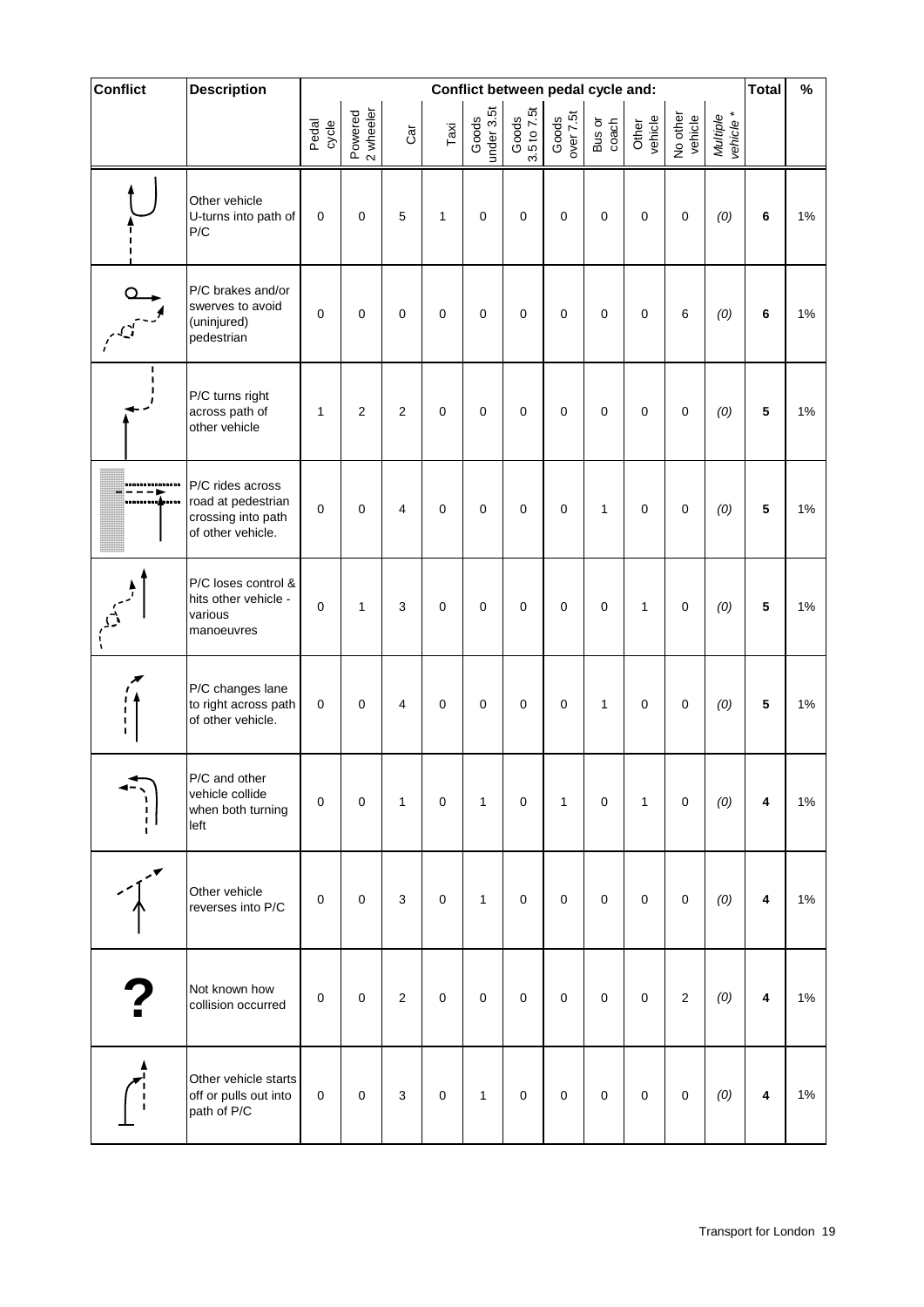| Conflict | Description | Conflict between pedal cycle and: | | | | | | | | | | | Total | % |
|---|---|---|---|---|---|---|---|---|---|---|---|---|---|---|
| | | Pedal cycle | Powered 2 wheeler | Car | Taxi | Goods under 3.5t | Goods 3.5 to 7.5t | Goods over 7.5t | Bus or coach | Other vehicle | No other vehicle | *Multiple vehicle ** | | |
| | Other vehicle U-turns into path of P/C | 0 | 0 | 5 | 1 | 0 | 0 | 0 | 0 | 0 | 0 | *(0)* | **6** | 1% |
| | P/C brakes and/or swerves to avoid (uninjured) pedestrian | 0 | 0 | 0 | 0 | 0 | 0 | 0 | 0 | 0 | 6 | *(0)* | **6** | 1% |
| | P/C turns right across path of other vehicle | 1 | 2 | 2 | 0 | 0 | 0 | 0 | 0 | 0 | 0 | *(0)* | **5** | 1% |
| | P/C rides across road at pedestrian crossing into path of other vehicle. | 0 | 0 | 4 | 0 | 0 | 0 | 0 | 1 | 0 | 0 | *(0)* | **5** | 1% |
| | P/C loses control & hits other vehicle - various manoeuvres | 0 | 1 | 3 | 0 | 0 | 0 | 0 | 0 | 1 | 0 | *(0)* | **5** | 1% |
| | P/C changes lane to right across path of other vehicle. | 0 | 0 | 4 | 0 | 0 | 0 | 0 | 1 | 0 | 0 | *(0)* | **5** | 1% |
| | P/C and other vehicle collide when both turning left | 0 | 0 | 1 | 0 | 1 | 0 | 1 | 0 | 1 | 0 | *(0)* | **4** | 1% |
| | Other vehicle reverses into P/C | 0 | 0 | 3 | 0 | 1 | 0 | 0 | 0 | 0 | 0 | *(0)* | **4** | 1% |
| ? | Not known how collision occurred | 0 | 0 | 2 | 0 | 0 | 0 | 0 | 0 | 0 | 2 | *(0)* | **4** | 1% |
| | Other vehicle starts off or pulls out into path of P/C | 0 | 0 | 3 | 0 | 1 | 0 | 0 | 0 | 0 | 0 | *(0)* | **4** | 1% |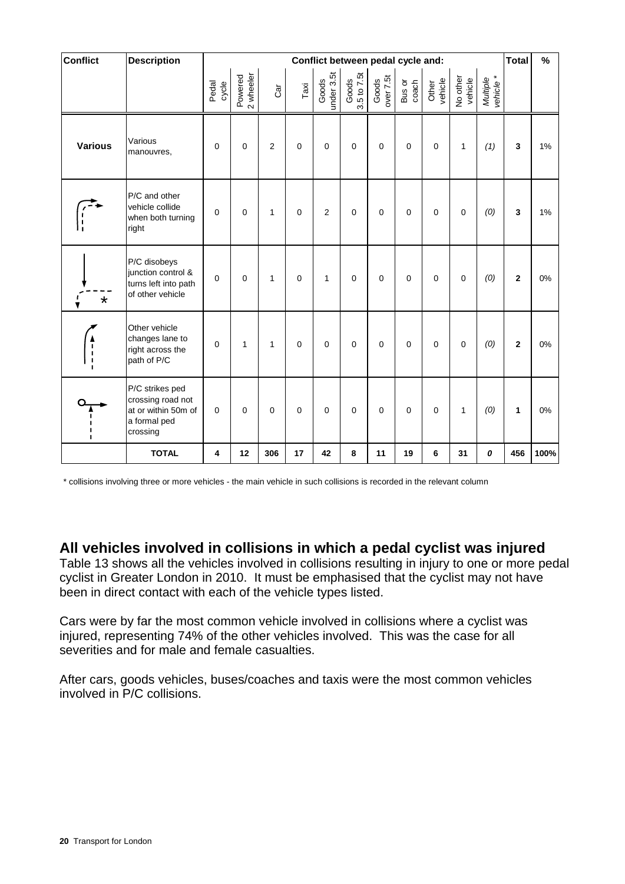| Conflict | Description | Conflict between pedal cycle and: | | | | | | | | | | | Total | % |
|---|---|---|---|---|---|---|---|---|---|---|---|---|---|---|
| | | Pedal cycle | Powered 2 wheeler | Car | Taxi | Goods under 3.5t | Goods 3.5 to 7.5t | Goods over 7.5t | Bus or coach | Other vehicle | No other vehicle | *Multiple vehicle ** | | |
| **Various** | Various manouvres, | 0 | 0 | 2 | 0 | 0 | 0 | 0 | 0 | 0 | 1 | *(1)* | **3** | 1% |
| | P/C and other vehicle collide when both turning right | 0 | 0 | 1 | 0 | 2 | 0 | 0 | 0 | 0 | 0 | *(0)* | **3** | 1% |
| | P/C disobeys junction control & turns left into path of other vehicle | 0 | 0 | 1 | 0 | 1 | 0 | 0 | 0 | 0 | 0 | *(0)* | **2** | 0% |
| | Other vehicle changes lane to right across the path of P/C | 0 | 1 | 1 | 0 | 0 | 0 | 0 | 0 | 0 | 0 | *(0)* | **2** | 0% |
| | P/C strikes ped crossing road not at or within 50m of a formal ped crossing | 0 | 0 | 0 | 0 | 0 | 0 | 0 | 0 | 0 | 1 | *(0)* | **1** | 0% |
| | **TOTAL** | **4** | **12** | **306** | **17** | **42** | **8** | **11** | **19** | **6** | **31** | ***0*** | **456** | **100%** |

\* collisions involving three or more vehicles - the main vehicle in such collisions is recorded in the relevant column

## All vehicles involved in collisions in which a pedal cyclist was injured

Table 13 shows all the vehicles involved in collisions resulting in injury to one or more pedal cyclist in Greater London in 2010. It must be emphasised that the cyclist may not have been in direct contact with each of the vehicle types listed.

Cars were by far the most common vehicle involved in collisions where a cyclist was injured, representing 74% of the other vehicles involved. This was the case for all severities and for male and female casualties.

After cars, goods vehicles, buses/coaches and taxis were the most common vehicles involved in P/C collisions.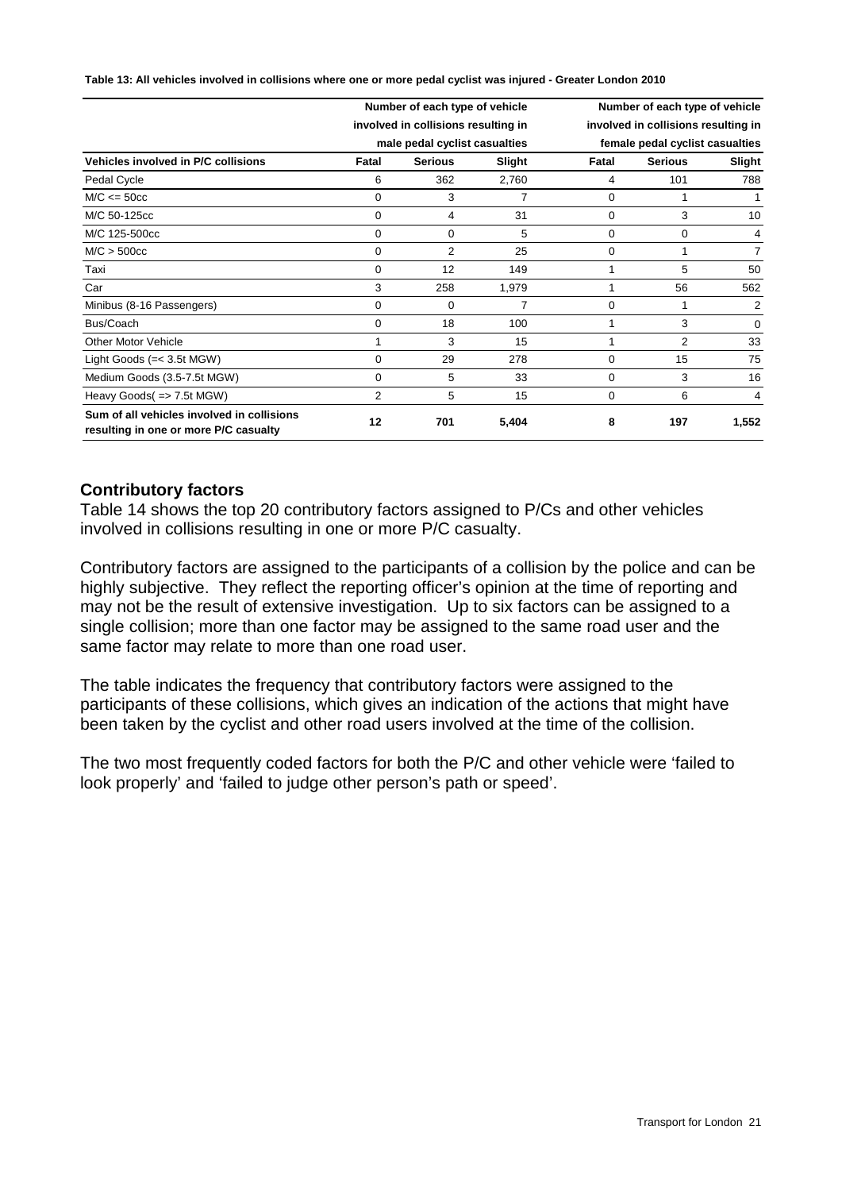**Table 13: All vehicles involved in collisions where one or more pedal cyclist was injured - Greater London 2010**

| | Number of each type of vehicle involved in collisions resulting in male pedal cyclist casualties | | | Number of each type of vehicle involved in collisions resulting in female pedal cyclist casualties | | |
|---|---|---|---|---|---|---|
| **Vehicles involved in P/C collisions** | **Fatal** | **Serious** | **Slight** | **Fatal** | **Serious** | **Slight** |
| Pedal Cycle | 6 | 362 | 2,760 | 4 | 101 | 788 |
| M/C <= 50cc | 0 | 3 | 7 | 0 | 1 | 1 |
| M/C 50-125cc | 0 | 4 | 31 | 0 | 3 | 10 |
| M/C 125-500cc | 0 | 0 | 5 | 0 | 0 | 4 |
| M/C > 500cc | 0 | 2 | 25 | 0 | 1 | 7 |
| Taxi | 0 | 12 | 149 | 1 | 5 | 50 |
| Car | 3 | 258 | 1,979 | 1 | 56 | 562 |
| Minibus (8-16 Passengers) | 0 | 0 | 7 | 0 | 1 | 2 |
| Bus/Coach | 0 | 18 | 100 | 1 | 3 | 0 |
| Other Motor Vehicle | 1 | 3 | 15 | 1 | 2 | 33 |
| Light Goods (=< 3.5t MGW) | 0 | 29 | 278 | 0 | 15 | 75 |
| Medium Goods (3.5-7.5t MGW) | 0 | 5 | 33 | 0 | 3 | 16 |
| Heavy Goods( => 7.5t MGW) | 2 | 5 | 15 | 0 | 6 | 4 |
| **Sum of all vehicles involved in collisions resulting in one or more P/C casualty** | **12** | **701** | **5,404** | **8** | **197** | **1,552** |

## Contributory factors

Table 14 shows the top 20 contributory factors assigned to P/Cs and other vehicles involved in collisions resulting in one or more P/C casualty.

Contributory factors are assigned to the participants of a collision by the police and can be highly subjective. They reflect the reporting officer's opinion at the time of reporting and may not be the result of extensive investigation. Up to six factors can be assigned to a single collision; more than one factor may be assigned to the same road user and the same factor may relate to more than one road user.

The table indicates the frequency that contributory factors were assigned to the participants of these collisions, which gives an indication of the actions that might have been taken by the cyclist and other road users involved at the time of the collision.

The two most frequently coded factors for both the P/C and other vehicle were 'failed to look properly' and 'failed to judge other person's path or speed'.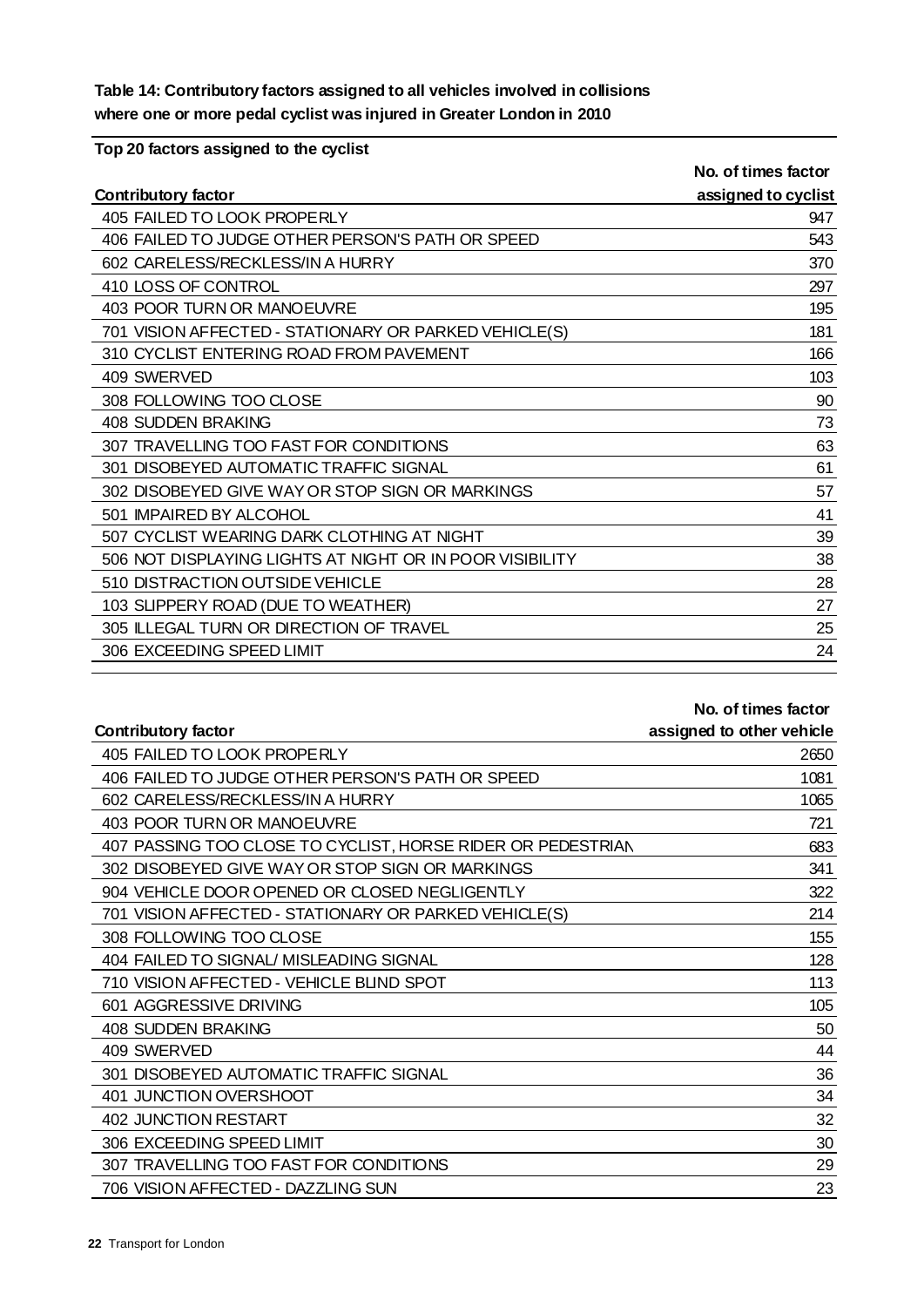**Table 14: Contributory factors assigned to all vehicles involved in collisions where one or more pedal cyclist was injured in Greater London in 2010**

**Top 20 factors assigned to the cyclist**

| Contributory factor | No. of times factor assigned to cyclist |
|---|---|
| 405 FAILED TO LOOK PROPERLY | 947 |
| 406 FAILED TO JUDGE OTHER PERSON'S PATH OR SPEED | 543 |
| 602 CARELESS/RECKLESS/IN A HURRY | 370 |
| 410 LOSS OF CONTROL | 297 |
| 403 POOR TURN OR MANOEUVRE | 195 |
| 701 VISION AFFECTED - STATIONARY OR PARKED VEHICLE(S) | 181 |
| 310 CYCLIST ENTERING ROAD FROM PAVEMENT | 166 |
| 409 SWERVED | 103 |
| 308 FOLLOWING TOO CLOSE | 90 |
| 408 SUDDEN BRAKING | 73 |
| 307 TRAVELLING TOO FAST FOR CONDITIONS | 63 |
| 301 DISOBEYED AUTOMATIC TRAFFIC SIGNAL | 61 |
| 302 DISOBEYED GIVE WAY OR STOP SIGN OR MARKINGS | 57 |
| 501 IMPAIRED BY ALCOHOL | 41 |
| 507 CYCLIST WEARING DARK CLOTHING AT NIGHT | 39 |
| 506 NOT DISPLAYING LIGHTS AT NIGHT OR IN POOR VISIBILITY | 38 |
| 510 DISTRACTION OUTSIDE VEHICLE | 28 |
| 103 SLIPPERY ROAD (DUE TO WEATHER) | 27 |
| 305 ILLEGAL TURN OR DIRECTION OF TRAVEL | 25 |
| 306 EXCEEDING SPEED LIMIT | 24 |

| Contributory factor | No. of times factor assigned to other vehicle |
|---|---|
| 405 FAILED TO LOOK PROPERLY | 2650 |
| 406 FAILED TO JUDGE OTHER PERSON'S PATH OR SPEED | 1081 |
| 602 CARELESS/RECKLESS/IN A HURRY | 1065 |
| 403 POOR TURN OR MANOEUVRE | 721 |
| 407 PASSING TOO CLOSE TO CYCLIST, HORSE RIDER OR PEDESTRIAN | 683 |
| 302 DISOBEYED GIVE WAY OR STOP SIGN OR MARKINGS | 341 |
| 904 VEHICLE DOOR OPENED OR CLOSED NEGLIGENTLY | 322 |
| 701 VISION AFFECTED - STATIONARY OR PARKED VEHICLE(S) | 214 |
| 308 FOLLOWING TOO CLOSE | 155 |
| 404 FAILED TO SIGNAL/ MISLEADING SIGNAL | 128 |
| 710 VISION AFFECTED - VEHICLE BLIND SPOT | 113 |
| 601 AGGRESSIVE DRIVING | 105 |
| 408 SUDDEN BRAKING | 50 |
| 409 SWERVED | 44 |
| 301 DISOBEYED AUTOMATIC TRAFFIC SIGNAL | 36 |
| 401 JUNCTION OVERSHOOT | 34 |
| 402 JUNCTION RESTART | 32 |
| 306 EXCEEDING SPEED LIMIT | 30 |
| 307 TRAVELLING TOO FAST FOR CONDITIONS | 29 |
| 706 VISION AFFECTED - DAZZLING SUN | 23 |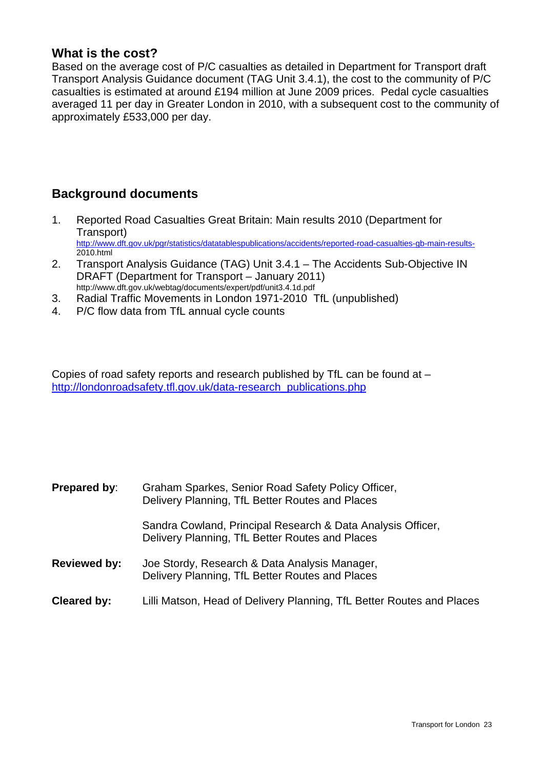## What is the cost?

Based on the average cost of P/C casualties as detailed in Department for Transport draft Transport Analysis Guidance document (TAG Unit 3.4.1), the cost to the community of P/C casualties is estimated at around £194 million at June 2009 prices. Pedal cycle casualties averaged 11 per day in Greater London in 2010, with a subsequent cost to the community of approximately £533,000 per day.

## Background documents

1. Reported Road Casualties Great Britain: Main results 2010 (Department for Transport)
   http://www.dft.gov.uk/pgr/statistics/datatablespublications/accidents/reported-road-casualties-gb-main-results-2010.html
2. Transport Analysis Guidance (TAG) Unit 3.4.1 – The Accidents Sub-Objective IN DRAFT (Department for Transport – January 2011)
   http://www.dft.gov.uk/webtag/documents/expert/pdf/unit3.4.1d.pdf
3. Radial Traffic Movements in London 1971-2010 TfL (unpublished)
4. P/C flow data from TfL annual cycle counts

Copies of road safety reports and research published by TfL can be found at – http://londonroadsafety.tfl.gov.uk/data-research_publications.php

**Prepared by**: Graham Sparkes, Senior Road Safety Policy Officer, Delivery Planning, TfL Better Routes and Places

Sandra Cowland, Principal Research & Data Analysis Officer, Delivery Planning, TfL Better Routes and Places

**Reviewed by:** Joe Stordy, Research & Data Analysis Manager, Delivery Planning, TfL Better Routes and Places

**Cleared by:** Lilli Matson, Head of Delivery Planning, TfL Better Routes and Places